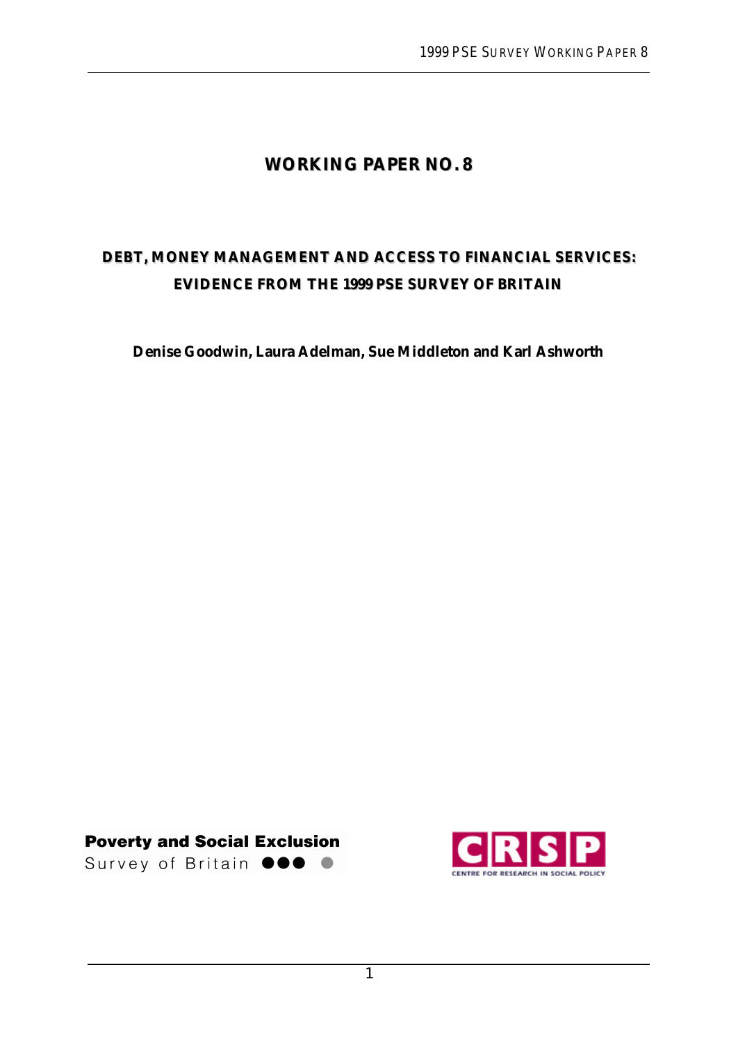# WORKING PAPER NO. 8

## DEBT, MONEY MANAGEMENT AND ACCESS TO FINANCIAL SERVICES: EVIDENCE FROM THE 1999 PSE SURVEY OF BRITAIN

**Denise Goodwin, Laura Adelman, Sue Middleton and Karl Ashworth**

**Poverty and Social Exclusion**
Survey of Britain

CRSP
CENTRE FOR RESEARCH IN SOCIAL POLICY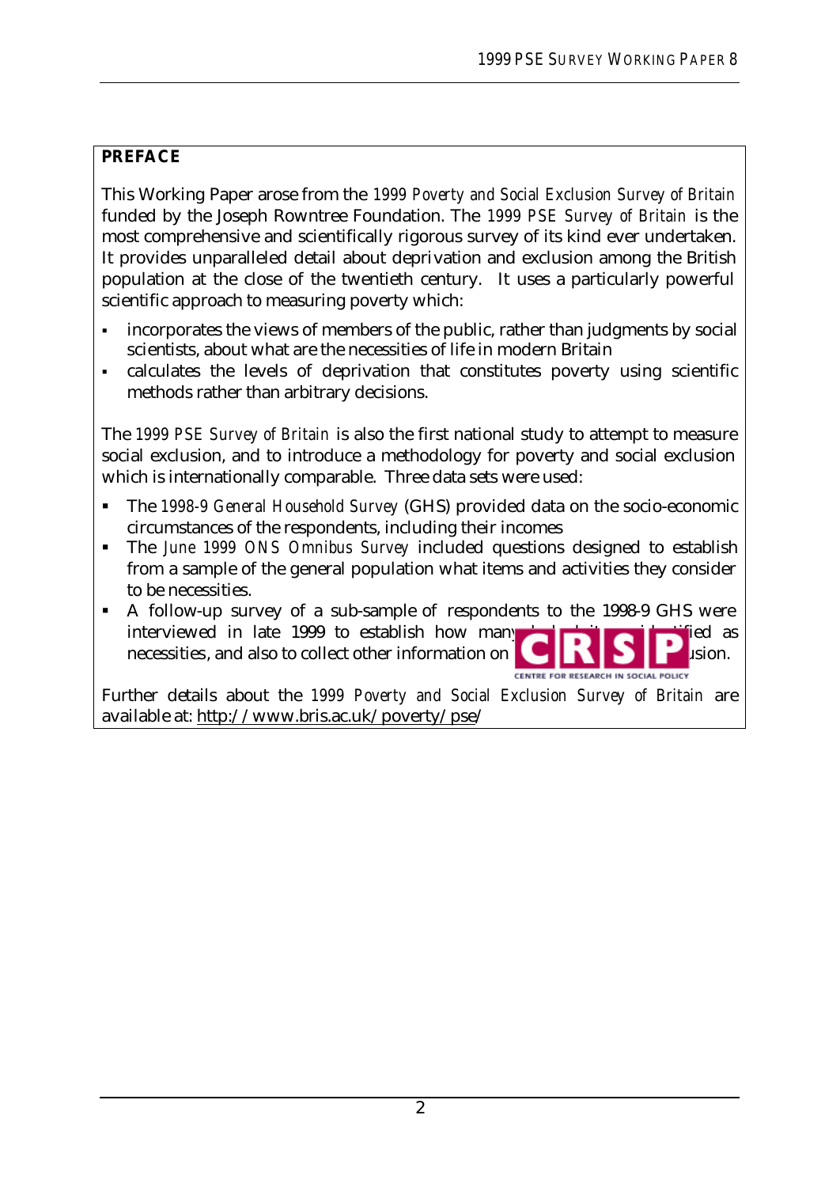## PREFACE

This Working Paper arose from the *1999 Poverty and Social Exclusion Survey of Britain* funded by the Joseph Rowntree Foundation. The *1999 PSE Survey of Britain* is the most comprehensive and scientifically rigorous survey of its kind ever undertaken. It provides unparalleled detail about deprivation and exclusion among the British population at the close of the twentieth century. It uses a particularly powerful scientific approach to measuring poverty which:

- incorporates the views of members of the public, rather than judgments by social scientists, about what are the necessities of life in modern Britain
- calculates the levels of deprivation that constitutes poverty using scientific methods rather than arbitrary decisions.

The *1999 PSE Survey of Britain* is also the first national study to attempt to measure social exclusion, and to introduce a methodology for poverty and social exclusion which is internationally comparable. Three data sets were used:

- The *1998-9 General Household Survey* (GHS) provided data on the socio-economic circumstances of the respondents, including their incomes
- The *June 1999 ONS Omnibus Survey* included questions designed to establish from a sample of the general population what items and activities they consider to be necessities.
- A follow-up survey of a sub-sample of respondents to the 1998-9 GHS were interviewed in late 1999 to establish how many lacked items identified as necessities, and also to collect other information on social exclusion.

Further details about the *1999 Poverty and Social Exclusion Survey of Britain* are available at: http://www.bris.ac.uk/poverty/pse/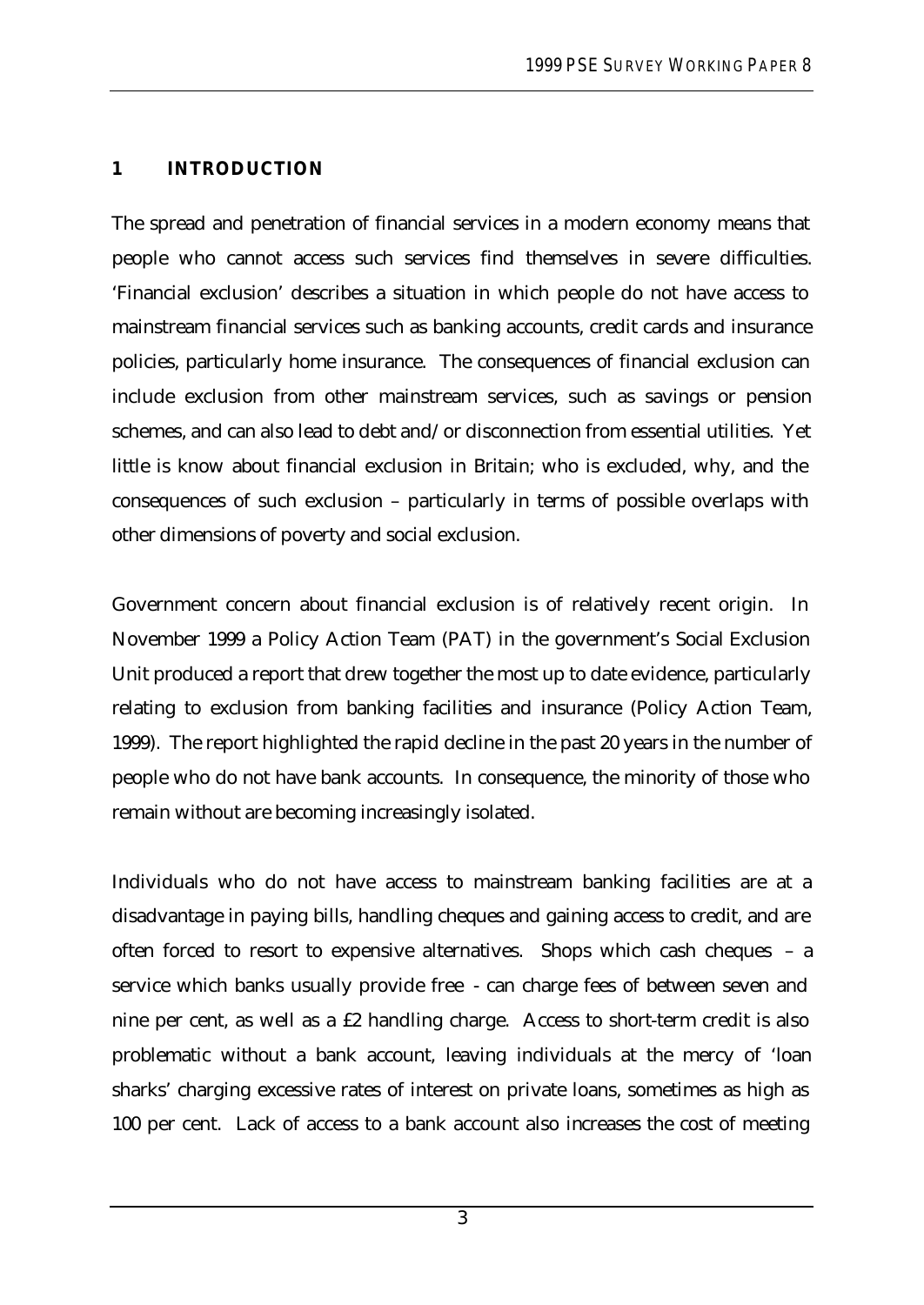## 1 INTRODUCTION

The spread and penetration of financial services in a modern economy means that people who cannot access such services find themselves in severe difficulties. 'Financial exclusion' describes a situation in which people do not have access to mainstream financial services such as banking accounts, credit cards and insurance policies, particularly home insurance. The consequences of financial exclusion can include exclusion from other mainstream services, such as savings or pension schemes, and can also lead to debt and/or disconnection from essential utilities. Yet little is know about financial exclusion in Britain; who is excluded, why, and the consequences of such exclusion – particularly in terms of possible overlaps with other dimensions of poverty and social exclusion.

Government concern about financial exclusion is of relatively recent origin. In November 1999 a Policy Action Team (PAT) in the government's Social Exclusion Unit produced a report that drew together the most up to date evidence, particularly relating to exclusion from banking facilities and insurance (Policy Action Team, 1999). The report highlighted the rapid decline in the past 20 years in the number of people who do not have bank accounts. In consequence, the minority of those who remain without are becoming increasingly isolated.

Individuals who do not have access to mainstream banking facilities are at a disadvantage in paying bills, handling cheques and gaining access to credit, and are often forced to resort to expensive alternatives. Shops which cash cheques – a service which banks usually provide free - can charge fees of between seven and nine per cent, as well as a £2 handling charge. Access to short-term credit is also problematic without a bank account, leaving individuals at the mercy of 'loan sharks' charging excessive rates of interest on private loans, sometimes as high as 100 per cent. Lack of access to a bank account also increases the cost of meeting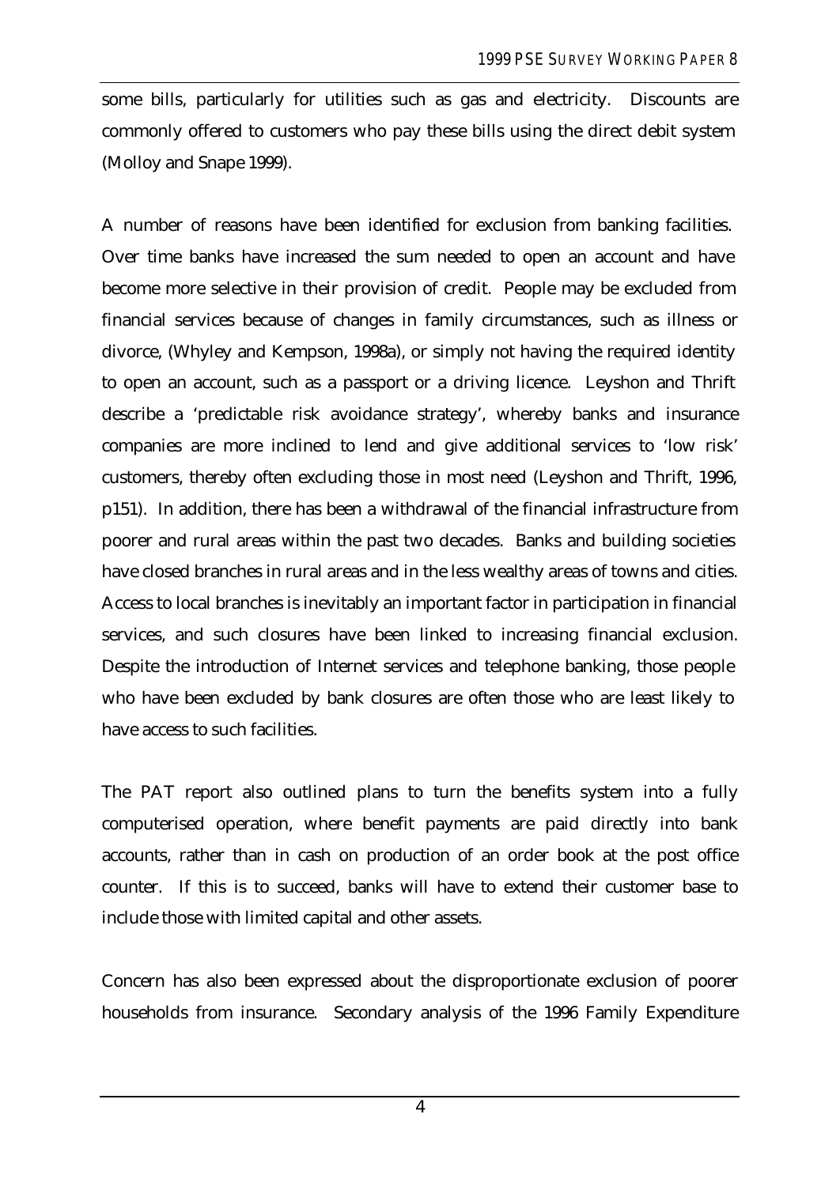some bills, particularly for utilities such as gas and electricity. Discounts are commonly offered to customers who pay these bills using the direct debit system (Molloy and Snape 1999).

A number of reasons have been identified for exclusion from banking facilities. Over time banks have increased the sum needed to open an account and have become more selective in their provision of credit. People may be excluded from financial services because of changes in family circumstances, such as illness or divorce, (Whyley and Kempson, 1998a), or simply not having the required identity to open an account, such as a passport or a driving licence. Leyshon and Thrift describe a 'predictable risk avoidance strategy', whereby banks and insurance companies are more inclined to lend and give additional services to 'low risk' customers, thereby often excluding those in most need (Leyshon and Thrift, 1996, p151). In addition, there has been a withdrawal of the financial infrastructure from poorer and rural areas within the past two decades. Banks and building societies have closed branches in rural areas and in the less wealthy areas of towns and cities. Access to local branches is inevitably an important factor in participation in financial services, and such closures have been linked to increasing financial exclusion. Despite the introduction of Internet services and telephone banking, those people who have been excluded by bank closures are often those who are least likely to have access to such facilities.

The PAT report also outlined plans to turn the benefits system into a fully computerised operation, where benefit payments are paid directly into bank accounts, rather than in cash on production of an order book at the post office counter. If this is to succeed, banks will have to extend their customer base to include those with limited capital and other assets.

Concern has also been expressed about the disproportionate exclusion of poorer households from insurance. Secondary analysis of the 1996 Family Expenditure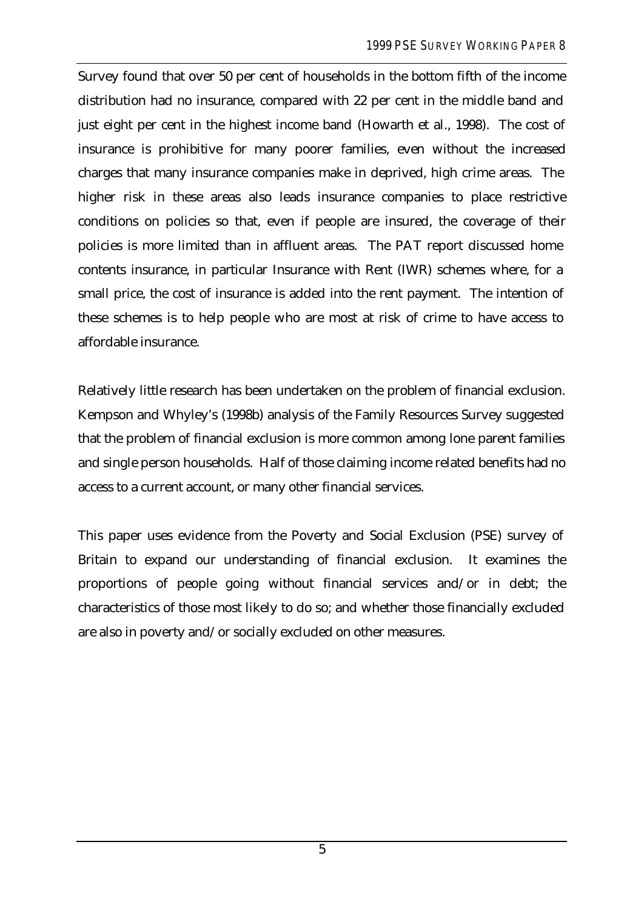Survey found that over 50 per cent of households in the bottom fifth of the income distribution had no insurance, compared with 22 per cent in the middle band and just eight per cent in the highest income band (Howarth et al., 1998). The cost of insurance is prohibitive for many poorer families, even without the increased charges that many insurance companies make in deprived, high crime areas. The higher risk in these areas also leads insurance companies to place restrictive conditions on policies so that, even if people are insured, the coverage of their policies is more limited than in affluent areas. The PAT report discussed home contents insurance, in particular Insurance with Rent (IWR) schemes where, for a small price, the cost of insurance is added into the rent payment. The intention of these schemes is to help people who are most at risk of crime to have access to affordable insurance.

Relatively little research has been undertaken on the problem of financial exclusion. Kempson and Whyley's (1998b) analysis of the Family Resources Survey suggested that the problem of financial exclusion is more common among lone parent families and single person households. Half of those claiming income related benefits had no access to a current account, or many other financial services.

This paper uses evidence from the Poverty and Social Exclusion (PSE) survey of Britain to expand our understanding of financial exclusion. It examines the proportions of people going without financial services and/or in debt; the characteristics of those most likely to do so; and whether those financially excluded are also in poverty and/or socially excluded on other measures.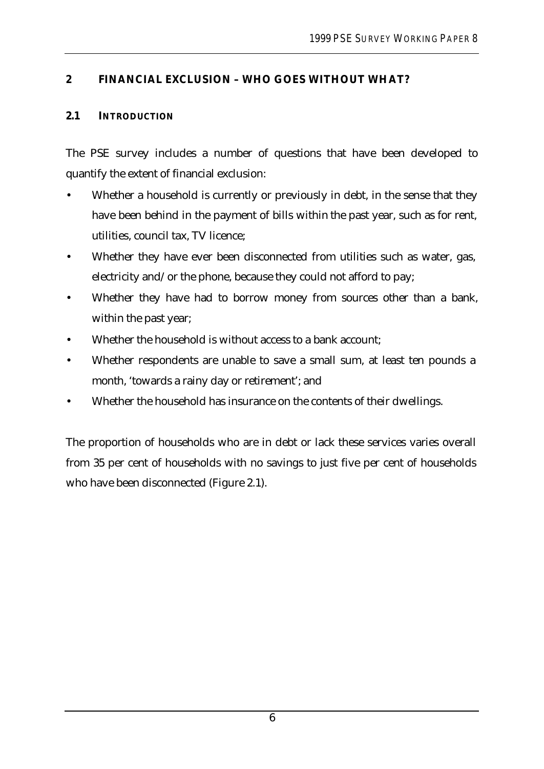## 2 FINANCIAL EXCLUSION – WHO GOES WITHOUT WHAT?

### 2.1 INTRODUCTION

The PSE survey includes a number of questions that have been developed to quantify the extent of financial exclusion:

- Whether a household is currently or previously in debt, in the sense that they have been behind in the payment of bills within the past year, such as for rent, utilities, council tax, TV licence;
- Whether they have ever been disconnected from utilities such as water, gas, electricity and/or the phone, because they could not afford to pay;
- Whether they have had to borrow money from sources other than a bank, within the past year;
- Whether the household is without access to a bank account;
- Whether respondents are unable to save a small sum, at least ten pounds a month, 'towards a rainy day or retirement'; and
- Whether the household has insurance on the contents of their dwellings.

The proportion of households who are in debt or lack these services varies overall from 35 per cent of households with no savings to just five per cent of households who have been disconnected (Figure 2.1).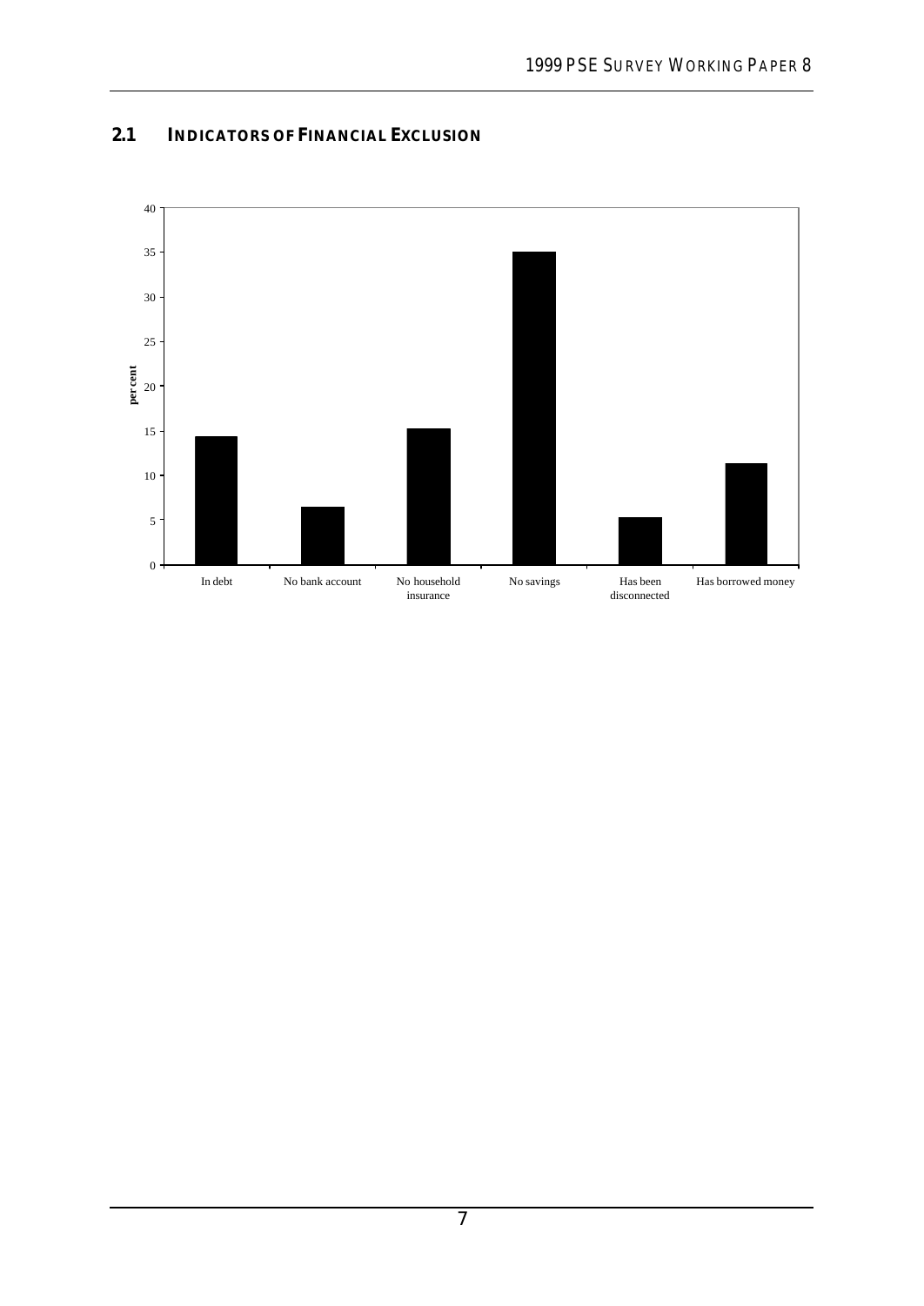## 2.1 Indicators of Financial Exclusion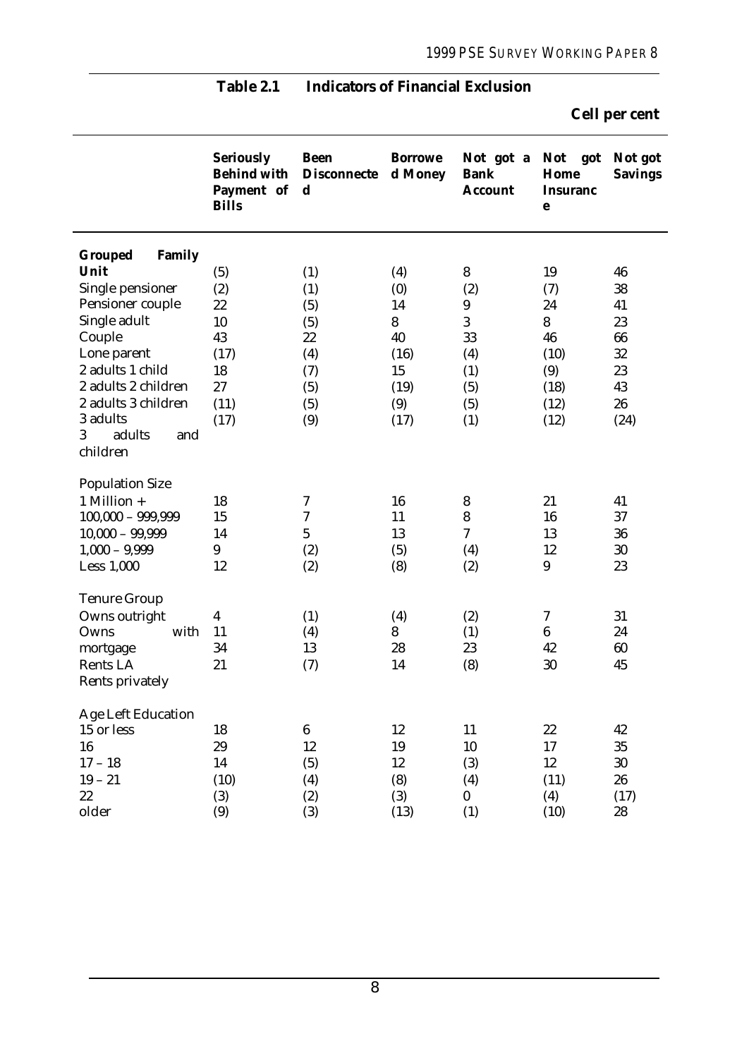**Table 2.1 Indicators of Financial Exclusion**

**Cell per cent**

| | Seriously Behind with Payment of Bills | Been Disconnected | Borrowed Money | Not got a Bank Account | Not got Home Insurance | Not got Savings |
|---|---|---|---|---|---|---|
| **Grouped Family Unit** | | | | | | |
| Single pensioner | (5) | (1) | (4) | 8 | 19 | 46 |
| Pensioner couple | (2) | (1) | (0) | (2) | (7) | 38 |
| Single adult | 22 | (5) | 14 | 9 | 24 | 41 |
| Couple | 10 | (5) | 8 | 3 | 8 | 23 |
| Lone parent | 43 | 22 | 40 | 33 | 46 | 66 |
| 2 adults 1 child | (17) | (4) | (16) | (4) | (10) | 32 |
| 2 adults 2 children | 18 | (7) | 15 | (1) | (9) | 23 |
| 2 adults 3 children | 27 | (5) | (19) | (5) | (18) | 43 |
| 3 adults | (11) | (5) | (9) | (5) | (12) | 26 |
| 3 adults and children | (17) | (9) | (17) | (1) | (12) | (24) |
| Population Size | | | | | | |
| 1 Million + | 18 | 7 | 16 | 8 | 21 | 41 |
| 100,000 – 999,999 | 15 | 7 | 11 | 8 | 16 | 37 |
| 10,000 – 99,999 | 14 | 5 | 13 | 7 | 13 | 36 |
| 1,000 – 9,999 | 9 | (2) | (5) | (4) | 12 | 30 |
| Less 1,000 | 12 | (2) | (8) | (2) | 9 | 23 |
| Tenure Group | | | | | | |
| Owns outright | 4 | (1) | (4) | (2) | 7 | 31 |
| Owns with mortgage | 11 | (4) | 8 | (1) | 6 | 24 |
| Rents LA | 34 | 13 | 28 | 23 | 42 | 60 |
| Rents privately | 21 | (7) | 14 | (8) | 30 | 45 |
| Age Left Education | | | | | | |
| 15 or less | 18 | 6 | 12 | 11 | 22 | 42 |
| 16 | 29 | 12 | 19 | 10 | 17 | 35 |
| 17 – 18 | 14 | (5) | 12 | (3) | 12 | 30 |
| 19 – 21 | (10) | (4) | (8) | (4) | (11) | 26 |
| 22 | (3) | (2) | (3) | 0 | (4) | (17) |
| older | (9) | (3) | (13) | (1) | (10) | 28 |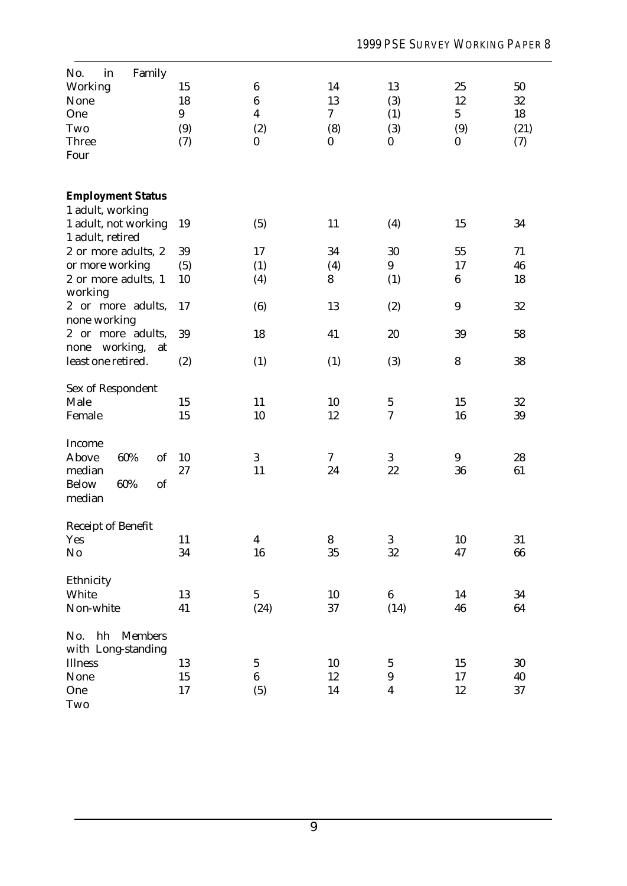| | | | | | | |
|---|---|---|---|---|---|---|
| No. in Family | | | | | | |
| Working | 15 | 6 | 14 | 13 | 25 | 50 |
| None | 18 | 6 | 13 | (3) | 12 | 32 |
| One | 9 | 4 | 7 | (1) | 5 | 18 |
| Two | (9) | (2) | (8) | (3) | (9) | (21) |
| Three | (7) | 0 | 0 | 0 | 0 | (7) |
| Four | | | | | | |
| **Employment Status** | | | | | | |
| 1 adult, working | | | | | | |
| 1 adult, not working | 19 | (5) | 11 | (4) | 15 | 34 |
| 1 adult, retired | | | | | | |
| 2 or more adults, 2 | 39 | 17 | 34 | 30 | 55 | 71 |
| or more working | (5) | (1) | (4) | 9 | 17 | 46 |
| 2 or more adults, 1 working | 10 | (4) | 8 | (1) | 6 | 18 |
| 2 or more adults, none working | 17 | (6) | 13 | (2) | 9 | 32 |
| 2 or more adults, none working, at | 39 | 18 | 41 | 20 | 39 | 58 |
| least one retired. | (2) | (1) | (1) | (3) | 8 | 38 |
| Sex of Respondent | | | | | | |
| Male | 15 | 11 | 10 | 5 | 15 | 32 |
| Female | 15 | 10 | 12 | 7 | 16 | 39 |
| Income | | | | | | |
| Above 60% of median | 10 | 3 | 7 | 3 | 9 | 28 |
| Below 60% of median | 27 | 11 | 24 | 22 | 36 | 61 |
| Receipt of Benefit | | | | | | |
| Yes | 11 | 4 | 8 | 3 | 10 | 31 |
| No | 34 | 16 | 35 | 32 | 47 | 66 |
| Ethnicity | | | | | | |
| White | 13 | 5 | 10 | 6 | 14 | 34 |
| Non-white | 41 | (24) | 37 | (14) | 46 | 64 |
| No. hh Members with Long-standing | | | | | | |
| Illness | 13 | 5 | 10 | 5 | 15 | 30 |
| None | 15 | 6 | 12 | 9 | 17 | 40 |
| One | 17 | (5) | 14 | 4 | 12 | 37 |
| Two | | | | | | |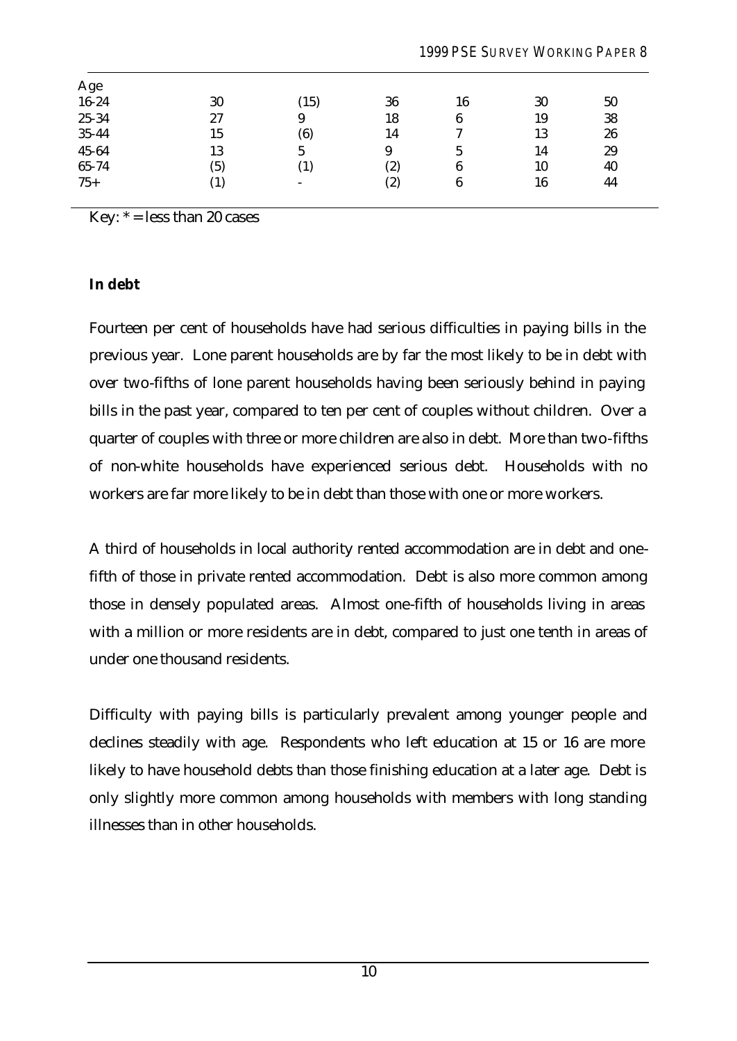| Age | | | | | | |
|---|---|---|---|---|---|---|
| 16-24 | 30 | (15) | 36 | 16 | 30 | 50 |
| 25-34 | 27 | 9 | 18 | 6 | 19 | 38 |
| 35-44 | 15 | (6) | 14 | 7 | 13 | 26 |
| 45-64 | 13 | 5 | 9 | 5 | 14 | 29 |
| 65-74 | (5) | (1) | (2) | 6 | 10 | 40 |
| 75+ | (1) | - | (2) | 6 | 16 | 44 |

Key: * = less than 20 cases

**In debt**

Fourteen per cent of households have had serious difficulties in paying bills in the previous year. Lone parent households are by far the most likely to be in debt with over two-fifths of lone parent households having been seriously behind in paying bills in the past year, compared to ten per cent of couples without children. Over a quarter of couples with three or more children are also in debt. More than two-fifths of non-white households have experienced serious debt. Households with no workers are far more likely to be in debt than those with one or more workers.

A third of households in local authority rented accommodation are in debt and one-fifth of those in private rented accommodation. Debt is also more common among those in densely populated areas. Almost one-fifth of households living in areas with a million or more residents are in debt, compared to just one tenth in areas of under one thousand residents.

Difficulty with paying bills is particularly prevalent among younger people and declines steadily with age. Respondents who left education at 15 or 16 are more likely to have household debts than those finishing education at a later age. Debt is only slightly more common among households with members with long standing illnesses than in other households.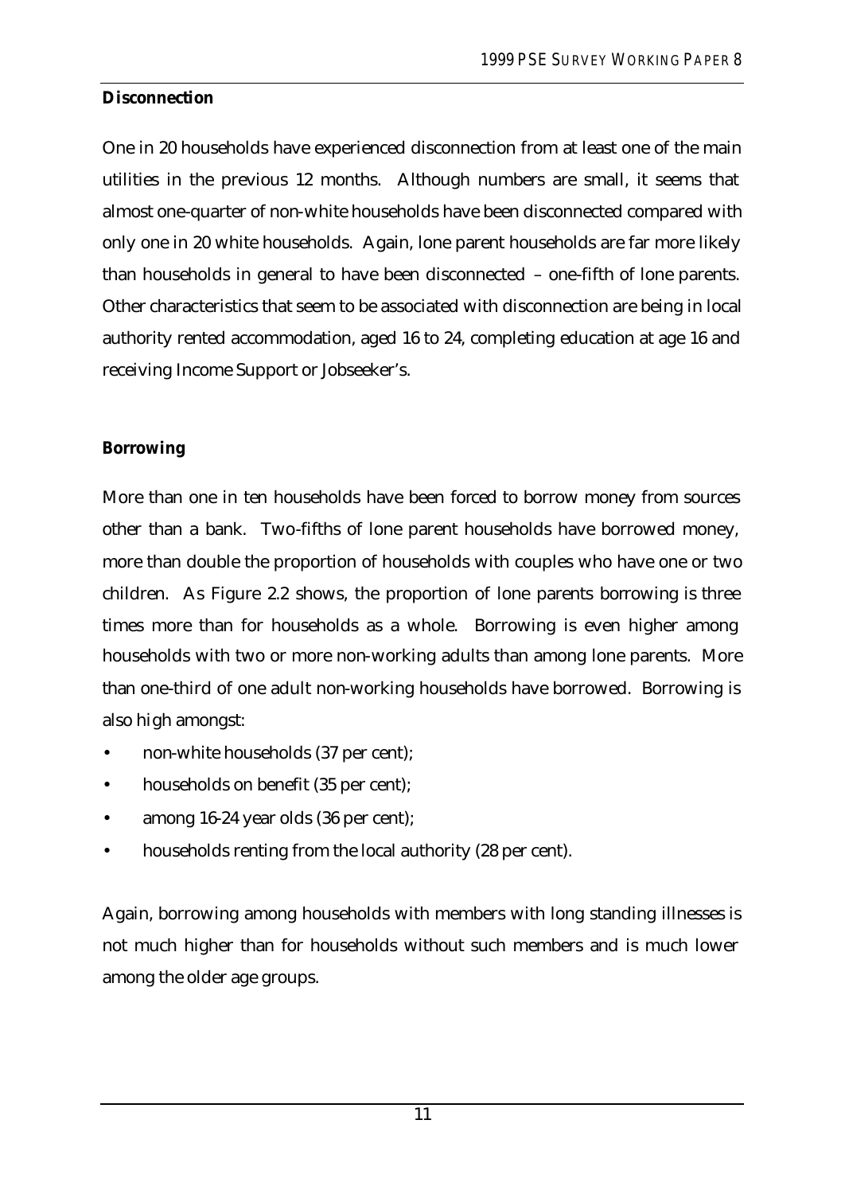**Disconnection**

One in 20 households have experienced disconnection from at least one of the main utilities in the previous 12 months. Although numbers are small, it seems that almost one-quarter of non-white households have been disconnected compared with only one in 20 white households. Again, lone parent households are far more likely than households in general to have been disconnected – one-fifth of lone parents. Other characteristics that seem to be associated with disconnection are being in local authority rented accommodation, aged 16 to 24, completing education at age 16 and receiving Income Support or Jobseeker's.

**Borrowing**

More than one in ten households have been forced to borrow money from sources other than a bank. Two-fifths of lone parent households have borrowed money, more than double the proportion of households with couples who have one or two children. As Figure 2.2 shows, the proportion of lone parents borrowing is three times more than for households as a whole. Borrowing is even higher among households with two or more non-working adults than among lone parents. More than one-third of one adult non-working households have borrowed. Borrowing is also high amongst:

- non-white households (37 per cent);
- households on benefit (35 per cent);
- among 16-24 year olds (36 per cent);
- households renting from the local authority (28 per cent).

Again, borrowing among households with members with long standing illnesses is not much higher than for households without such members and is much lower among the older age groups.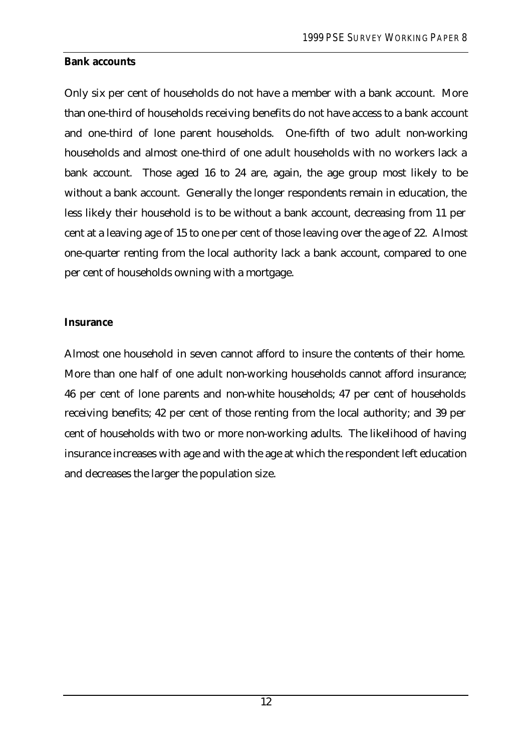**Bank accounts**

Only six per cent of households do not have a member with a bank account. More than one-third of households receiving benefits do not have access to a bank account and one-third of lone parent households. One-fifth of two adult non-working households and almost one-third of one adult households with no workers lack a bank account. Those aged 16 to 24 are, again, the age group most likely to be without a bank account. Generally the longer respondents remain in education, the less likely their household is to be without a bank account, decreasing from 11 per cent at a leaving age of 15 to one per cent of those leaving over the age of 22. Almost one-quarter renting from the local authority lack a bank account, compared to one per cent of households owning with a mortgage.

**Insurance**

Almost one household in seven cannot afford to insure the contents of their home. More than one half of one adult non-working households cannot afford insurance; 46 per cent of lone parents and non-white households; 47 per cent of households receiving benefits; 42 per cent of those renting from the local authority; and 39 per cent of households with two or more non-working adults. The likelihood of having insurance increases with age and with the age at which the respondent left education and decreases the larger the population size.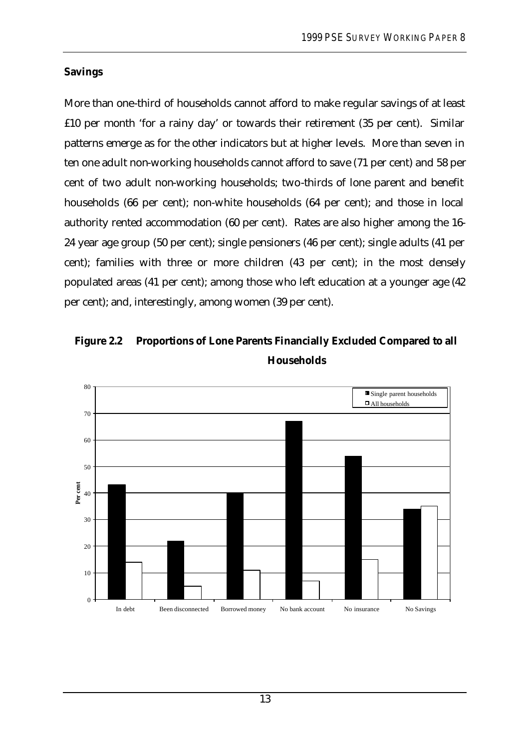**Savings**

More than one-third of households cannot afford to make regular savings of at least £10 per month 'for a rainy day' or towards their retirement (35 per cent). Similar patterns emerge as for the other indicators but at higher levels. More than seven in ten one adult non-working households cannot afford to save (71 per cent) and 58 per cent of two adult non-working households; two-thirds of lone parent and benefit households (66 per cent); non-white households (64 per cent); and those in local authority rented accommodation (60 per cent). Rates are also higher among the 16-24 year age group (50 per cent); single pensioners (46 per cent); single adults (41 per cent); families with three or more children (43 per cent); in the most densely populated areas (41 per cent); among those who left education at a younger age (42 per cent); and, interestingly, among women (39 per cent).

**Figure 2.2 Proportions of Lone Parents Financially Excluded Compared to all Households**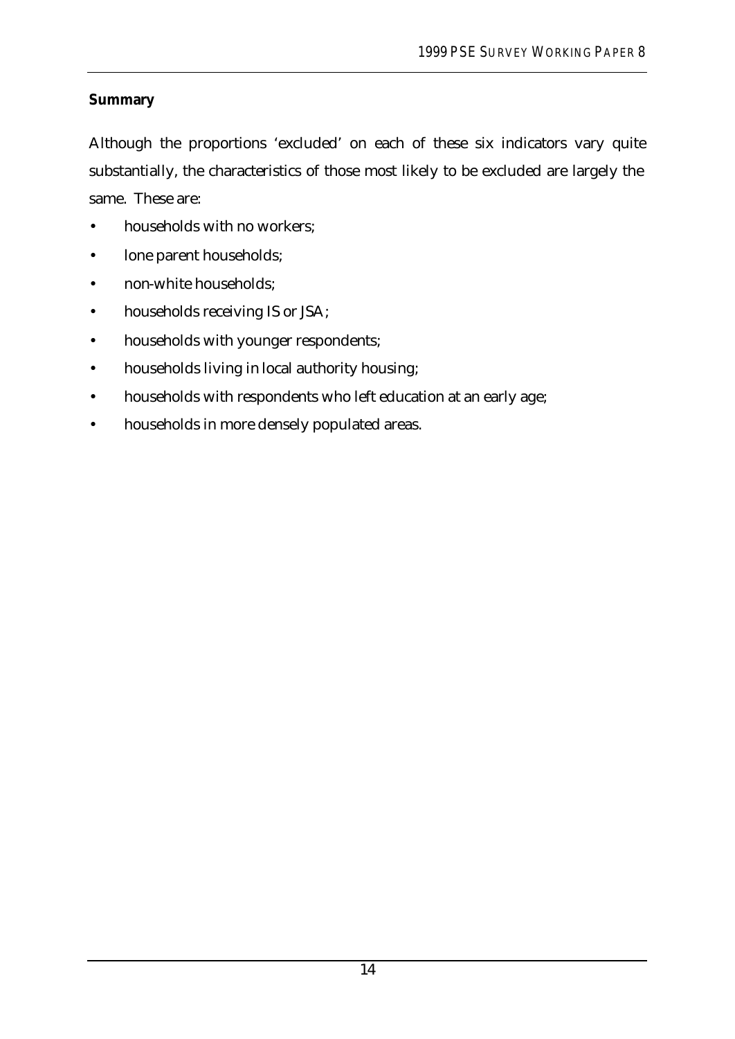**Summary**

Although the proportions 'excluded' on each of these six indicators vary quite substantially, the characteristics of those most likely to be excluded are largely the same. These are:

- households with no workers;
- lone parent households;
- non-white households;
- households receiving IS or JSA;
- households with younger respondents;
- households living in local authority housing;
- households with respondents who left education at an early age;
- households in more densely populated areas.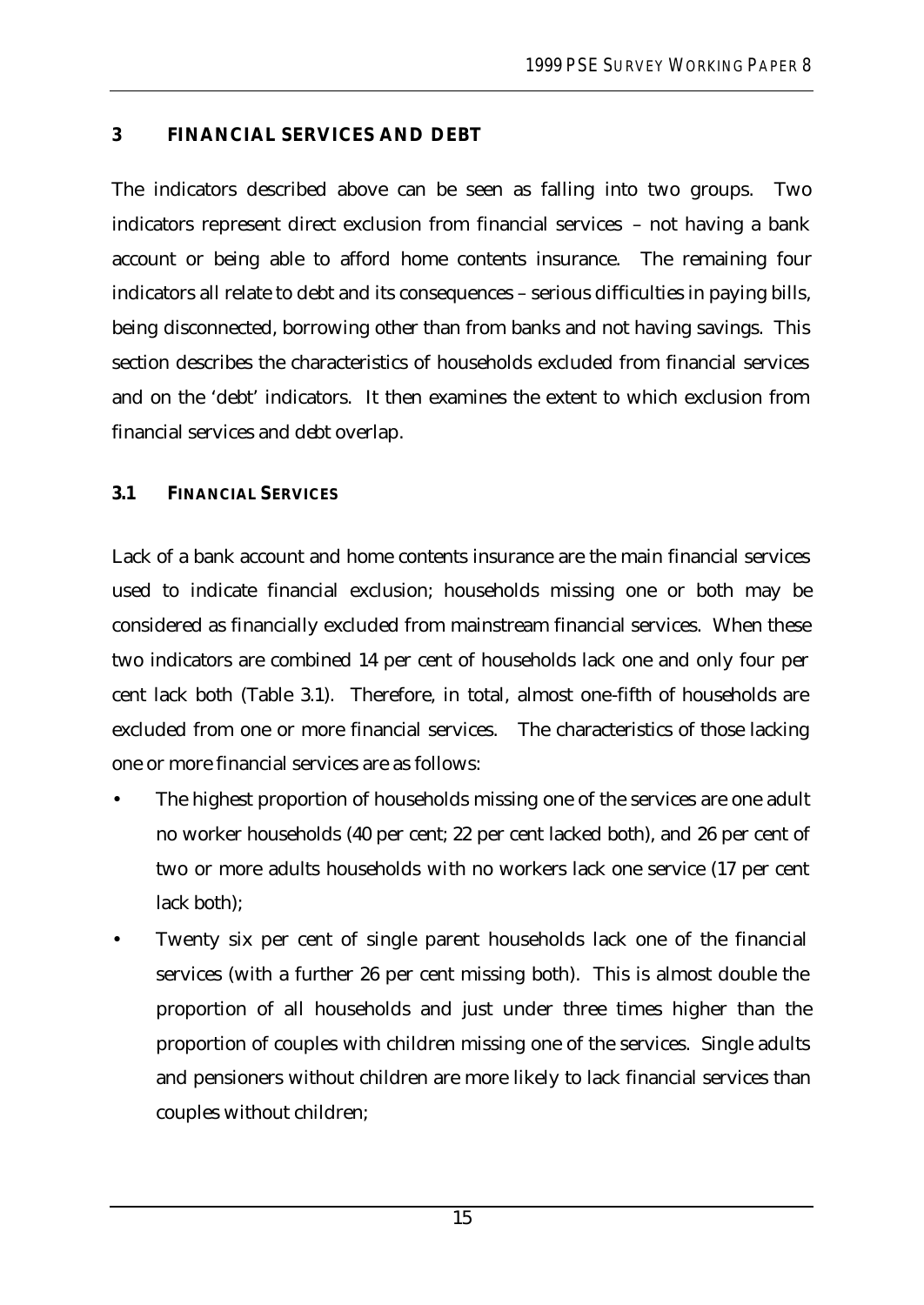## 3 FINANCIAL SERVICES AND DEBT

The indicators described above can be seen as falling into two groups. Two indicators represent direct exclusion from financial services – not having a bank account or being able to afford home contents insurance. The remaining four indicators all relate to debt and its consequences – serious difficulties in paying bills, being disconnected, borrowing other than from banks and not having savings. This section describes the characteristics of households excluded from financial services and on the 'debt' indicators. It then examines the extent to which exclusion from financial services and debt overlap.

### 3.1 FINANCIAL SERVICES

Lack of a bank account and home contents insurance are the main financial services used to indicate financial exclusion; households missing one or both may be considered as financially excluded from mainstream financial services. When these two indicators are combined 14 per cent of households lack one and only four per cent lack both (Table 3.1). Therefore, in total, almost one-fifth of households are excluded from one or more financial services. The characteristics of those lacking one or more financial services are as follows:

- The highest proportion of households missing one of the services are one adult no worker households (40 per cent; 22 per cent lacked both), and 26 per cent of two or more adults households with no workers lack one service (17 per cent lack both);
- Twenty six per cent of single parent households lack one of the financial services (with a further 26 per cent missing both). This is almost double the proportion of all households and just under three times higher than the proportion of couples with children missing one of the services. Single adults and pensioners without children are more likely to lack financial services than couples without children;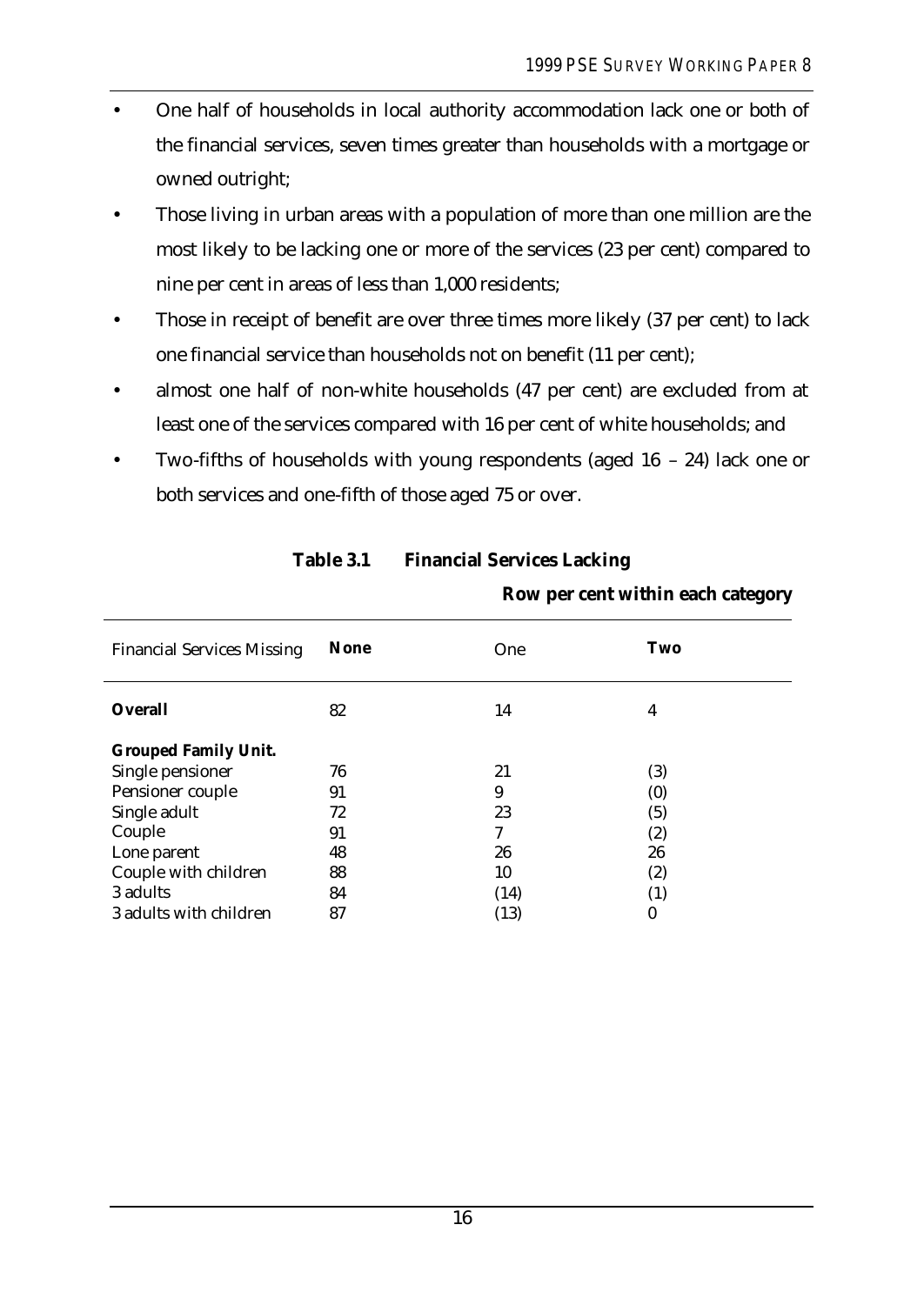- One half of households in local authority accommodation lack one or both of the financial services, seven times greater than households with a mortgage or owned outright;
- Those living in urban areas with a population of more than one million are the most likely to be lacking one or more of the services (23 per cent) compared to nine per cent in areas of less than 1,000 residents;
- Those in receipt of benefit are over three times more likely (37 per cent) to lack one financial service than households not on benefit (11 per cent);
- almost one half of non-white households (47 per cent) are excluded from at least one of the services compared with 16 per cent of white households; and
- Two-fifths of households with young respondents (aged 16 – 24) lack one or both services and one-fifth of those aged 75 or over.

**Table 3.1 Financial Services Lacking**

**Row per cent within each category**

| Financial Services Missing | **None** | One | **Two** |
|---|---|---|---|
| **Overall** | 82 | 14 | 4 |
| **Grouped Family Unit.** | | | |
| Single pensioner | 76 | 21 | (3) |
| Pensioner couple | 91 | 9 | (0) |
| Single adult | 72 | 23 | (5) |
| Couple | 91 | 7 | (2) |
| Lone parent | 48 | 26 | 26 |
| Couple with children | 88 | 10 | (2) |
| 3 adults | 84 | (14) | (1) |
| 3 adults with children | 87 | (13) | 0 |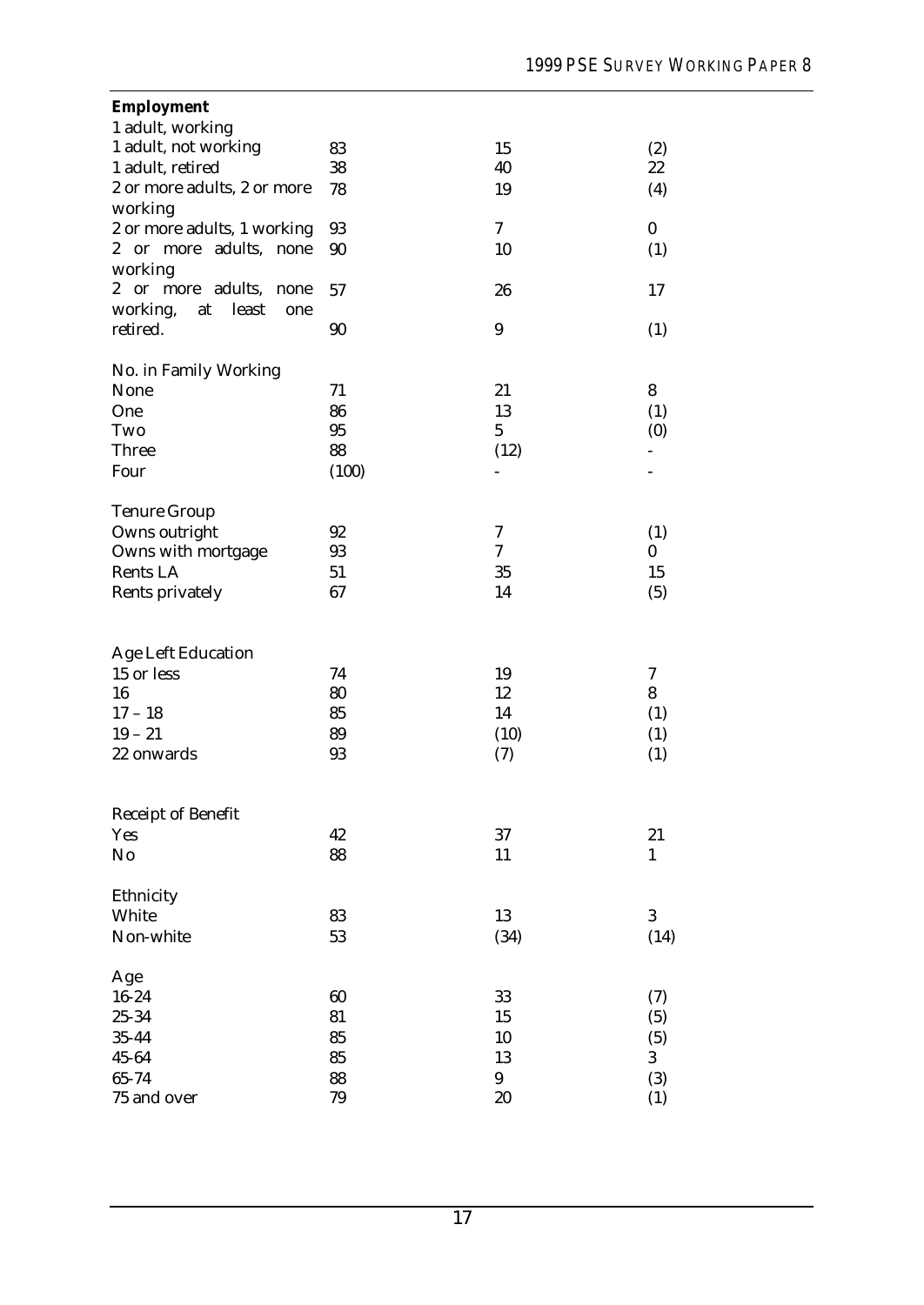| | | | |
|---|---|---|---|
| **Employment** | | | |
| 1 adult, working | | | |
| 1 adult, not working | 83 | 15 | (2) |
| 1 adult, retired | 38 | 40 | 22 |
| 2 or more adults, 2 or more working | 78 | 19 | (4) |
| 2 or more adults, 1 working | 93 | 7 | 0 |
| 2 or more adults, none working | 90 | 10 | (1) |
| 2 or more adults, none working, at least one | 57 | 26 | 17 |
| retired. | 90 | 9 | (1) |
| | | | |
| No. in Family Working | | | |
| None | 71 | 21 | 8 |
| One | 86 | 13 | (1) |
| Two | 95 | 5 | (0) |
| Three | 88 | (12) | - |
| Four | (100) | - | - |
| | | | |
| Tenure Group | | | |
| Owns outright | 92 | 7 | (1) |
| Owns with mortgage | 93 | 7 | 0 |
| Rents LA | 51 | 35 | 15 |
| Rents privately | 67 | 14 | (5) |
| | | | |
| Age Left Education | | | |
| 15 or less | 74 | 19 | 7 |
| 16 | 80 | 12 | 8 |
| 17 – 18 | 85 | 14 | (1) |
| 19 – 21 | 89 | (10) | (1) |
| 22 onwards | 93 | (7) | (1) |
| | | | |
| Receipt of Benefit | | | |
| Yes | 42 | 37 | 21 |
| No | 88 | 11 | 1 |
| | | | |
| Ethnicity | | | |
| White | 83 | 13 | 3 |
| Non-white | 53 | (34) | (14) |
| | | | |
| Age | | | |
| 16-24 | 60 | 33 | (7) |
| 25-34 | 81 | 15 | (5) |
| 35-44 | 85 | 10 | (5) |
| 45-64 | 85 | 13 | 3 |
| 65-74 | 88 | 9 | (3) |
| 75 and over | 79 | 20 | (1) |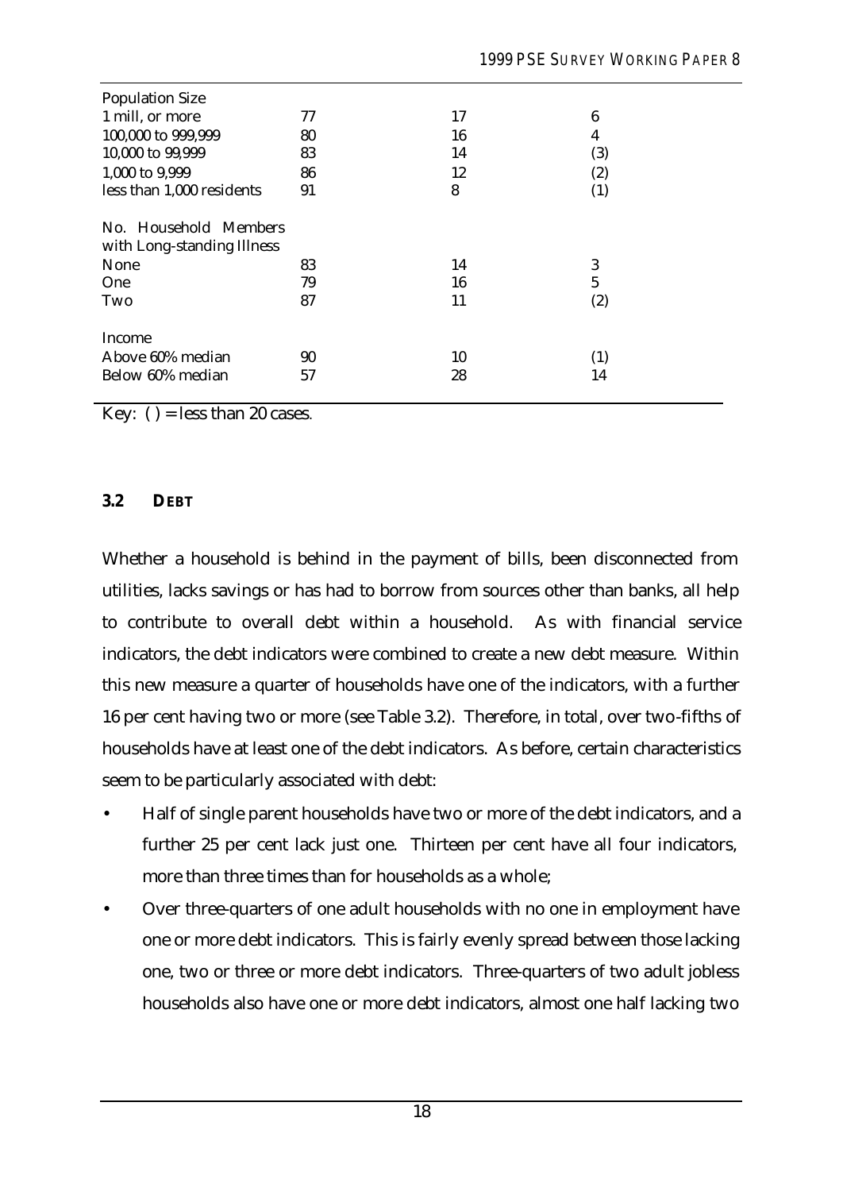| | | | |
|---|---|---|---|
| Population Size | | | |
| 1 mill, or more | 77 | 17 | 6 |
| 100,000 to 999,999 | 80 | 16 | 4 |
| 10,000 to 99,999 | 83 | 14 | (3) |
| 1,000 to 9,999 | 86 | 12 | (2) |
| less than 1,000 residents | 91 | 8 | (1) |
| No. Household Members with Long-standing Illness | | | |
| None | 83 | 14 | 3 |
| One | 79 | 16 | 5 |
| Two | 87 | 11 | (2) |
| Income | | | |
| Above 60% median | 90 | 10 | (1) |
| Below 60% median | 57 | 28 | 14 |

Key: ( ) = less than 20 cases.

### 3.2 DEBT

Whether a household is behind in the payment of bills, been disconnected from utilities, lacks savings or has had to borrow from sources other than banks, all help to contribute to overall debt within a household. As with financial service indicators, the debt indicators were combined to create a new debt measure. Within this new measure a quarter of households have one of the indicators, with a further 16 per cent having two or more (see Table 3.2). Therefore, in total, over two-fifths of households have at least one of the debt indicators. As before, certain characteristics seem to be particularly associated with debt:

- Half of single parent households have two or more of the debt indicators, and a further 25 per cent lack just one. Thirteen per cent have all four indicators, more than three times than for households as a whole;
- Over three-quarters of one adult households with no one in employment have one or more debt indicators. This is fairly evenly spread between those lacking one, two or three or more debt indicators. Three-quarters of two adult jobless households also have one or more debt indicators, almost one half lacking two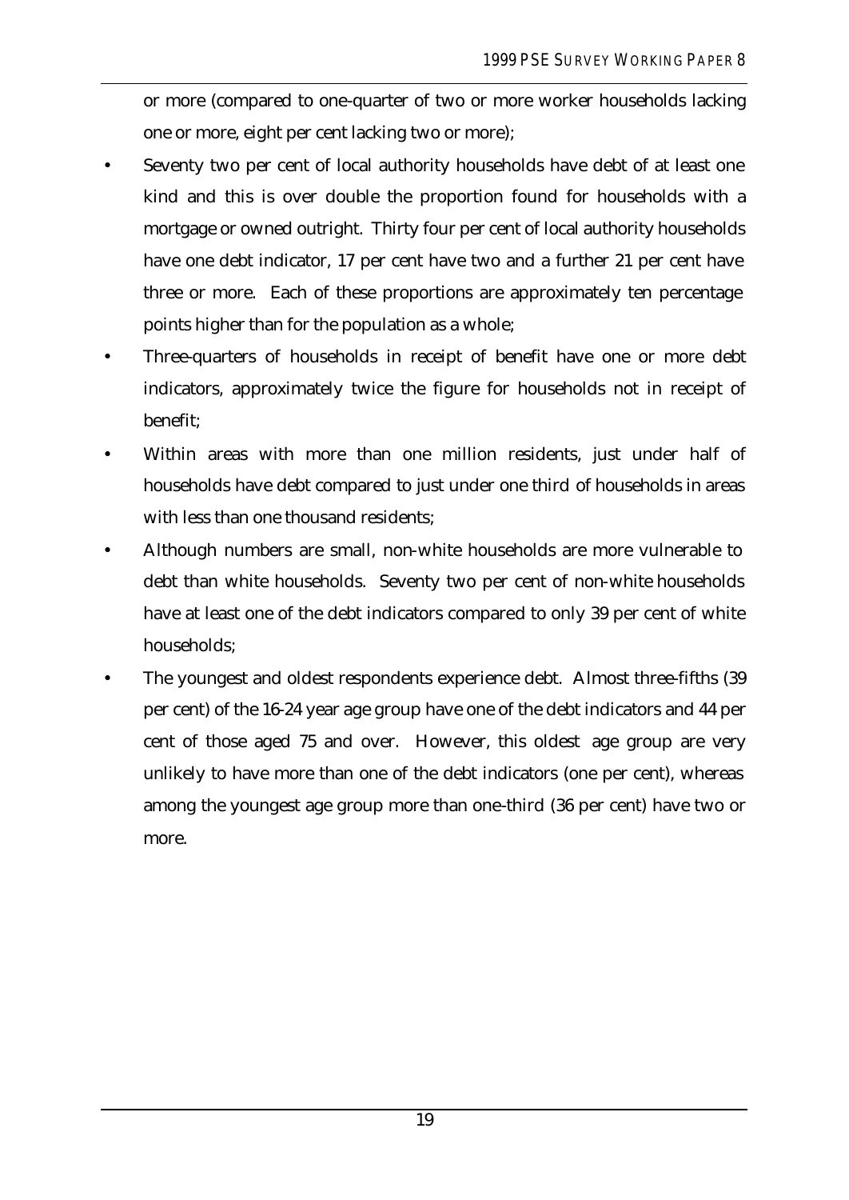or more (compared to one-quarter of two or more worker households lacking one or more, eight per cent lacking two or more);

- Seventy two per cent of local authority households have debt of at least one kind and this is over double the proportion found for households with a mortgage or owned outright. Thirty four per cent of local authority households have one debt indicator, 17 per cent have two and a further 21 per cent have three or more. Each of these proportions are approximately ten percentage points higher than for the population as a whole;
- Three-quarters of households in receipt of benefit have one or more debt indicators, approximately twice the figure for households not in receipt of benefit;
- Within areas with more than one million residents, just under half of households have debt compared to just under one third of households in areas with less than one thousand residents;
- Although numbers are small, non-white households are more vulnerable to debt than white households. Seventy two per cent of non-white households have at least one of the debt indicators compared to only 39 per cent of white households;
- The youngest and oldest respondents experience debt. Almost three-fifths (39 per cent) of the 16-24 year age group have one of the debt indicators and 44 per cent of those aged 75 and over. However, this oldest age group are very unlikely to have more than one of the debt indicators (one per cent), whereas among the youngest age group more than one-third (36 per cent) have two or more.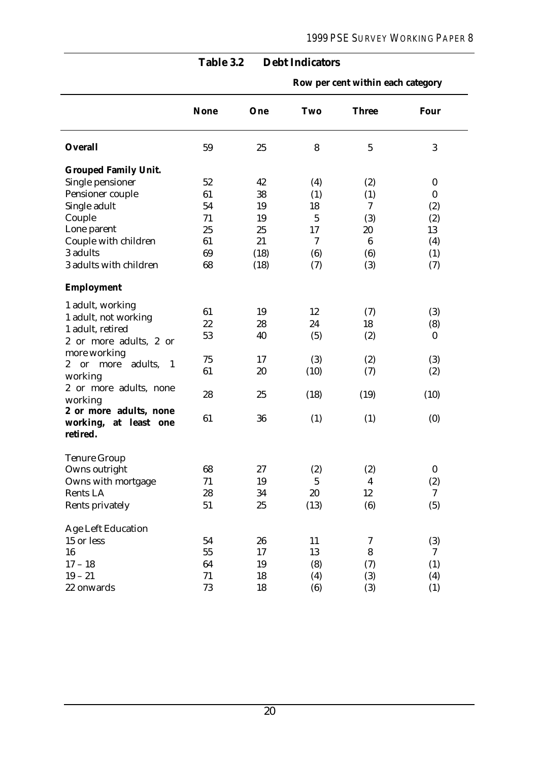**Table 3.2 Debt Indicators**

**Row per cent within each category**

| | **None** | **One** | **Two** | **Three** | **Four** |
|---|---|---|---|---|---|
| **Overall** | 59 | 25 | 8 | 5 | 3 |
| **Grouped Family Unit.** | | | | | |
| Single pensioner | 52 | 42 | (4) | (2) | 0 |
| Pensioner couple | 61 | 38 | (1) | (1) | 0 |
| Single adult | 54 | 19 | 18 | 7 | (2) |
| Couple | 71 | 19 | 5 | (3) | (2) |
| Lone parent | 25 | 25 | 17 | 20 | 13 |
| Couple with children | 61 | 21 | 7 | 6 | (4) |
| 3 adults | 69 | (18) | (6) | (6) | (1) |
| 3 adults with children | 68 | (18) | (7) | (3) | (7) |
| **Employment** | | | | | |
| 1 adult, working | 61 | 19 | 12 | (7) | (3) |
| 1 adult, not working | 22 | 28 | 24 | 18 | (8) |
| 1 adult, retired | 53 | 40 | (5) | (2) | 0 |
| 2 or more adults, 2 or more working | 75 | 17 | (3) | (2) | (3) |
| 2 or more adults, 1 working | 61 | 20 | (10) | (7) | (2) |
| 2 or more adults, none working | 28 | 25 | (18) | (19) | (10) |
| **2 or more adults, none working, at least one retired.** | 61 | 36 | (1) | (1) | (0) |
| Tenure Group | | | | | |
| Owns outright | 68 | 27 | (2) | (2) | 0 |
| Owns with mortgage | 71 | 19 | 5 | 4 | (2) |
| Rents LA | 28 | 34 | 20 | 12 | 7 |
| Rents privately | 51 | 25 | (13) | (6) | (5) |
| Age Left Education | | | | | |
| 15 or less | 54 | 26 | 11 | 7 | (3) |
| 16 | 55 | 17 | 13 | 8 | 7 |
| 17 – 18 | 64 | 19 | (8) | (7) | (1) |
| 19 – 21 | 71 | 18 | (4) | (3) | (4) |
| 22 onwards | 73 | 18 | (6) | (3) | (1) |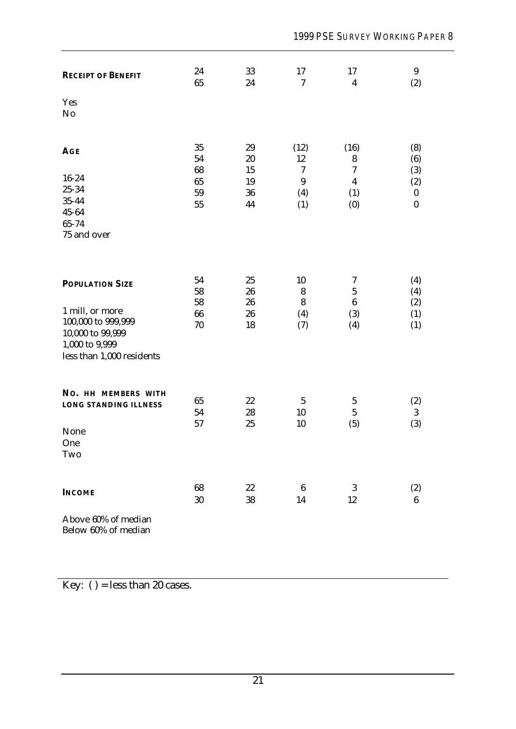| | | | | | |
|---|---|---|---|---|---|
| **RECEIPT OF BENEFIT** | | | | | |
| Yes | 24 | 33 | 17 | 17 | 9 |
| No | 65 | 24 | 7 | 4 | (2) |
| **AGE** | | | | | |
| 16-24 | 35 | 29 | (12) | (16) | (8) |
| 25-34 | 54 | 20 | 12 | 8 | (6) |
| 35-44 | 68 | 15 | 7 | 7 | (3) |
| 45-64 | 65 | 19 | 9 | 4 | (2) |
| 65-74 | 59 | 36 | (4) | (1) | 0 |
| 75 and over | 55 | 44 | (1) | (0) | 0 |
| **POPULATION SIZE** | | | | | |
| 1 mill, or more | 54 | 25 | 10 | 7 | (4) |
| 100,000 to 999,999 | 58 | 26 | 8 | 5 | (4) |
| 10,000 to 99,999 | 58 | 26 | 8 | 6 | (2) |
| 1,000 to 9,999 | 66 | 26 | (4) | (3) | (1) |
| less than 1,000 residents | 70 | 18 | (7) | (4) | (1) |
| **NO. HH MEMBERS WITH LONG STANDING ILLNESS** | | | | | |
| None | 65 | 22 | 5 | 5 | (2) |
| One | 54 | 28 | 10 | 5 | 3 |
| Two | 57 | 25 | 10 | (5) | (3) |
| **INCOME** | | | | | |
| Above 60% of median | 68 | 22 | 6 | 3 | (2) |
| Below 60% of median | 30 | 38 | 14 | 12 | 6 |

Key: ( ) = less than 20 cases.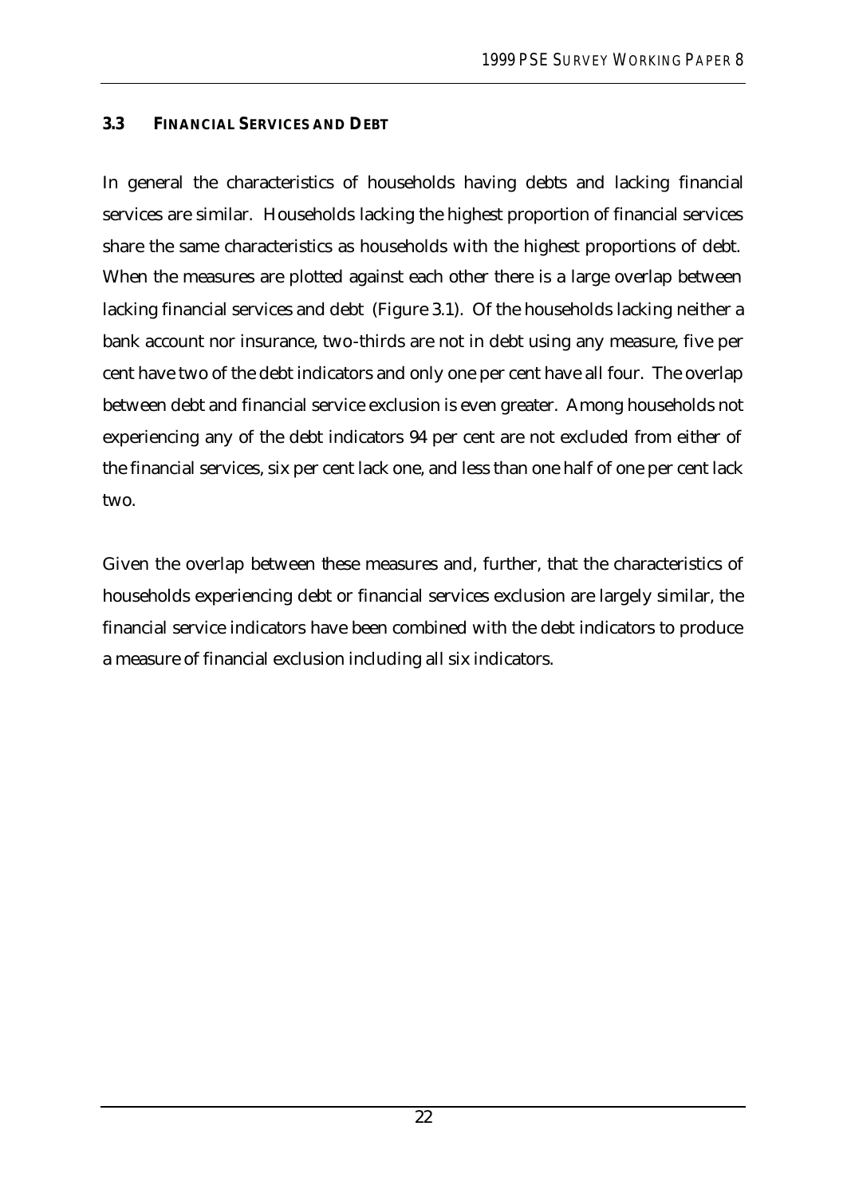### 3.3 FINANCIAL SERVICES AND DEBT

In general the characteristics of households having debts and lacking financial services are similar. Households lacking the highest proportion of financial services share the same characteristics as households with the highest proportions of debt. When the measures are plotted against each other there is a large overlap between lacking financial services and debt (Figure 3.1). Of the households lacking neither a bank account nor insurance, two-thirds are not in debt using any measure, five per cent have two of the debt indicators and only one per cent have all four. The overlap between debt and financial service exclusion is even greater. Among households not experiencing any of the debt indicators 94 per cent are not excluded from either of the financial services, six per cent lack one, and less than one half of one per cent lack two.

Given the overlap between these measures and, further, that the characteristics of households experiencing debt or financial services exclusion are largely similar, the financial service indicators have been combined with the debt indicators to produce a measure of financial exclusion including all six indicators.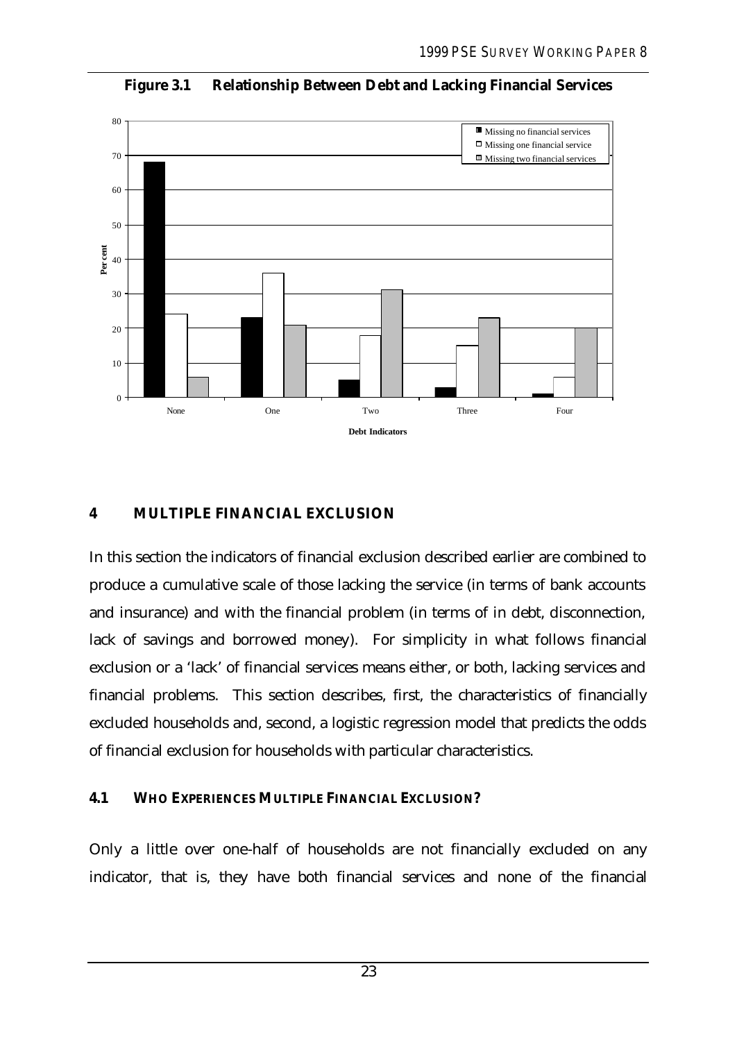**Figure 3.1 Relationship Between Debt and Lacking Financial Services**

## 4 MULTIPLE FINANCIAL EXCLUSION

In this section the indicators of financial exclusion described earlier are combined to produce a cumulative scale of those lacking the service (in terms of bank accounts and insurance) and with the financial problem (in terms of in debt, disconnection, lack of savings and borrowed money). For simplicity in what follows financial exclusion or a 'lack' of financial services means either, or both, lacking services and financial problems. This section describes, first, the characteristics of financially excluded households and, second, a logistic regression model that predicts the odds of financial exclusion for households with particular characteristics.

### 4.1 WHO EXPERIENCES MULTIPLE FINANCIAL EXCLUSION?

Only a little over one-half of households are not financially excluded on any indicator, that is, they have both financial services and none of the financial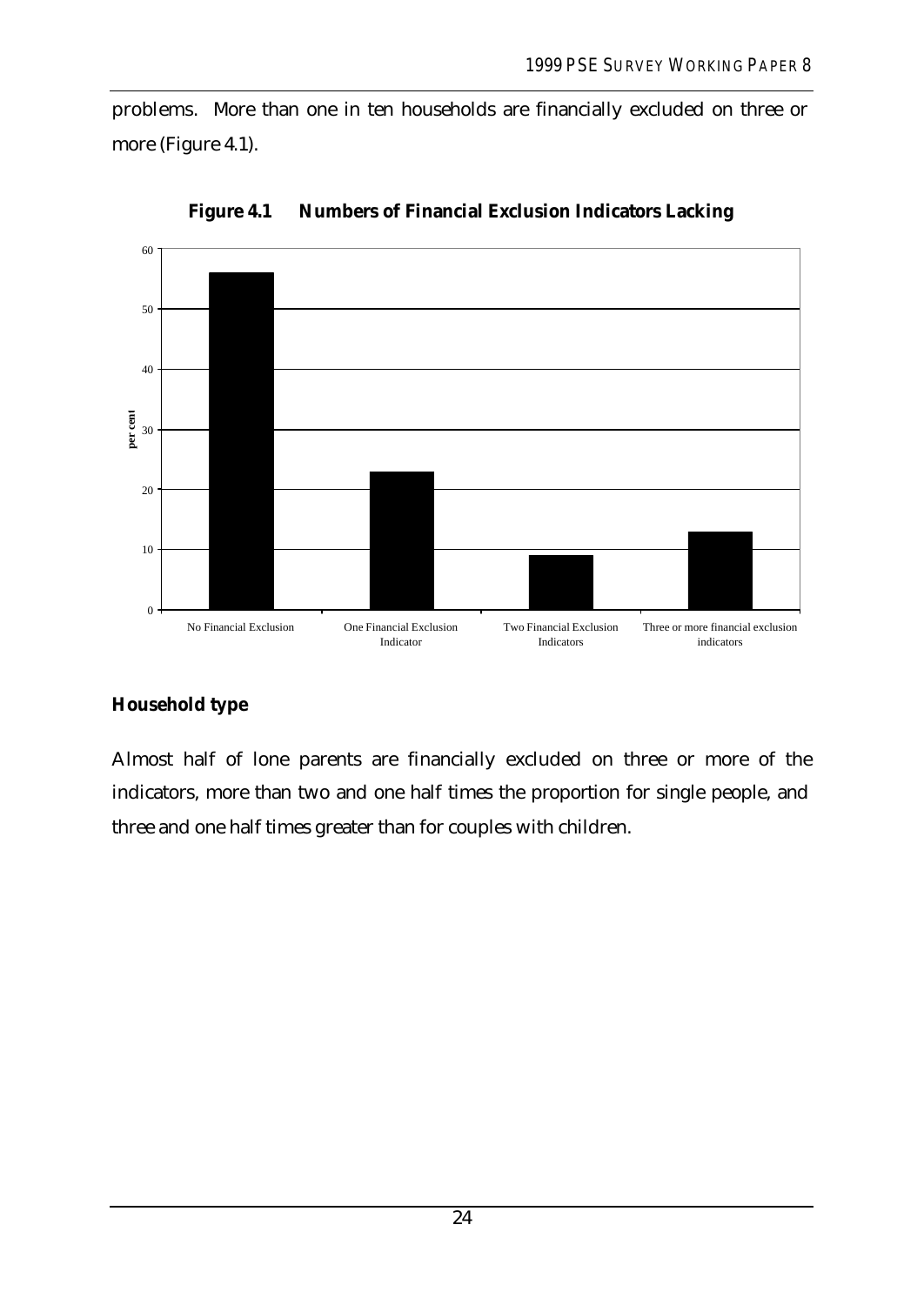problems. More than one in ten households are financially excluded on three or more (Figure 4.1).

**Figure 4.1 Numbers of Financial Exclusion Indicators Lacking**

### Household type

Almost half of lone parents are financially excluded on three or more of the indicators, more than two and one half times the proportion for single people, and three and one half times greater than for couples with children.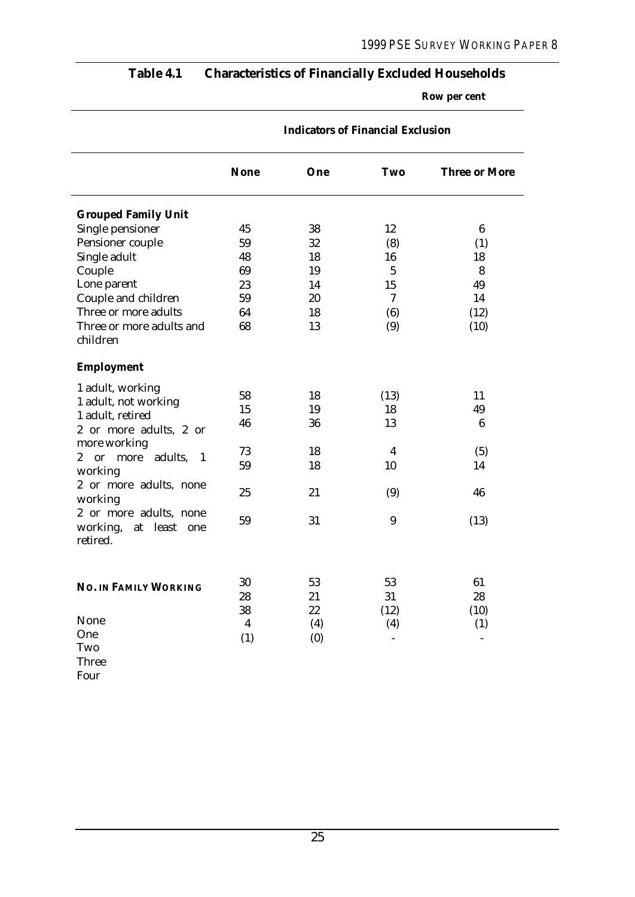## Table 4.1 Characteristics of Financially Excluded Households

**Row per cent**

| | Indicators of Financial Exclusion | | | |
|---|---|---|---|---|
| | **None** | **One** | **Two** | **Three or More** |
| **Grouped Family Unit** | | | | |
| Single pensioner | 45 | 38 | 12 | 6 |
| Pensioner couple | 59 | 32 | (8) | (1) |
| Single adult | 48 | 18 | 16 | 18 |
| Couple | 69 | 19 | 5 | 8 |
| Lone parent | 23 | 14 | 15 | 49 |
| Couple and children | 59 | 20 | 7 | 14 |
| Three or more adults | 64 | 18 | (6) | (12) |
| Three or more adults and children | 68 | 13 | (9) | (10) |
| **Employment** | | | | |
| 1 adult, working | 58 | 18 | (13) | 11 |
| 1 adult, not working | 15 | 19 | 18 | 49 |
| 1 adult, retired | 46 | 36 | 13 | 6 |
| 2 or more adults, 2 or more working | 73 | 18 | 4 | (5) |
| 2 or more adults, 1 working | 59 | 18 | 10 | 14 |
| 2 or more adults, none working | 25 | 21 | (9) | 46 |
| 2 or more adults, none working, at least one retired. | 59 | 31 | 9 | (13) |
| **No. in Family Working** | | | | |
| None | 30 | 53 | 53 | 61 |
| One | 28 | 21 | 31 | 28 |
| Two | 38 | 22 | (12) | (10) |
| Three | 4 | (4) | (4) | (1) |
| Four | (1) | (0) | - | - |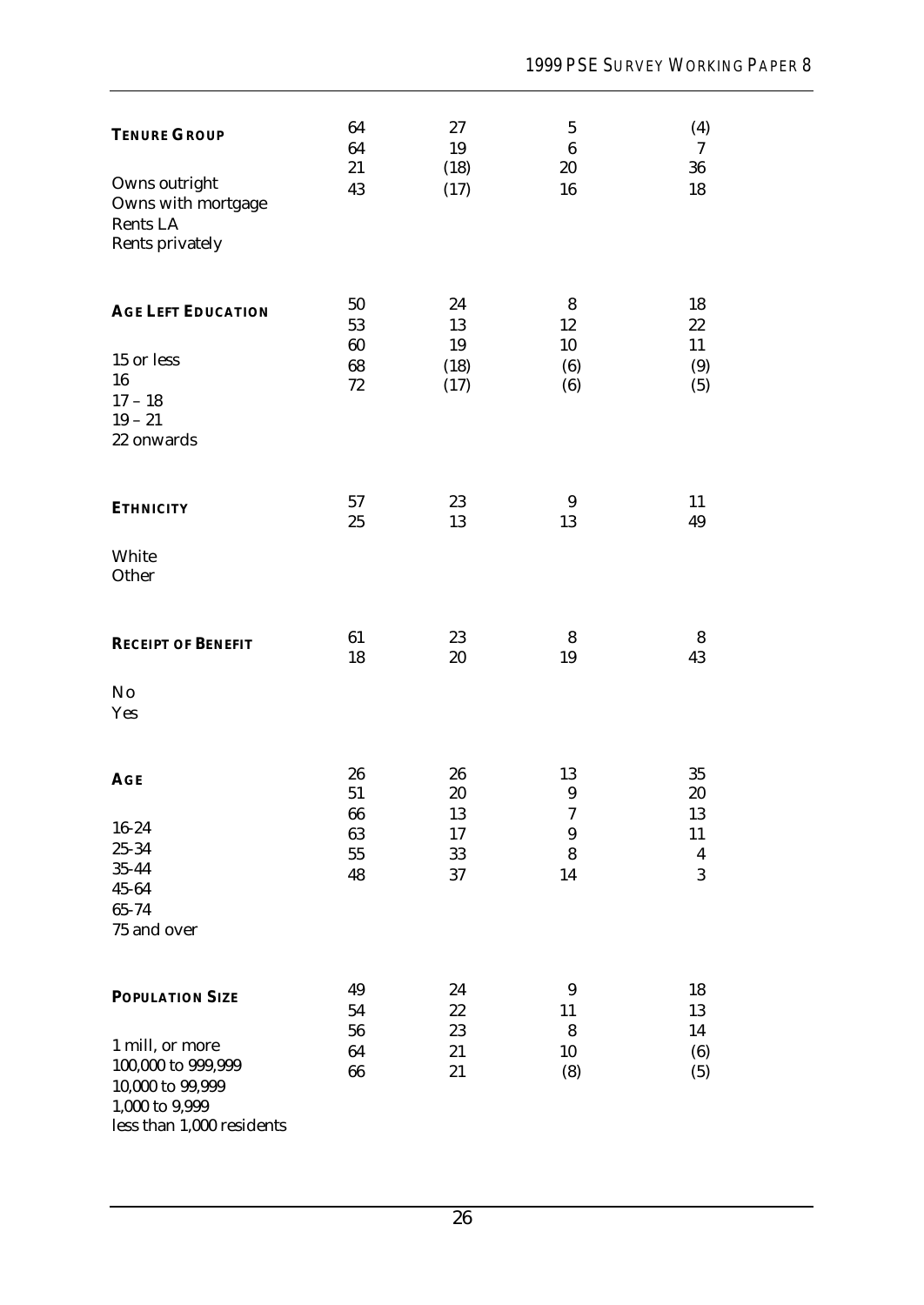| | | | | |
|---|---|---|---|---|
| **TENURE GROUP** | | | | |
| Owns outright | 64 | 27 | 5 | (4) |
| Owns with mortgage | 64 | 19 | 6 | 7 |
| Rents LA | 21 | (18) | 20 | 36 |
| Rents privately | 43 | (17) | 16 | 18 |
| **AGE LEFT EDUCATION** | | | | |
| 15 or less | 50 | 24 | 8 | 18 |
| 16 | 53 | 13 | 12 | 22 |
| 17 – 18 | 60 | 19 | 10 | 11 |
| 19 – 21 | 68 | (18) | (6) | (9) |
| 22 onwards | 72 | (17) | (6) | (5) |
| **ETHNICITY** | | | | |
| White | 57 | 23 | 9 | 11 |
| Other | 25 | 13 | 13 | 49 |
| **RECEIPT OF BENEFIT** | | | | |
| No | 61 | 23 | 8 | 8 |
| Yes | 18 | 20 | 19 | 43 |
| **AGE** | | | | |
| 16-24 | 26 | 26 | 13 | 35 |
| 25-34 | 51 | 20 | 9 | 20 |
| 35-44 | 66 | 13 | 7 | 13 |
| 45-64 | 63 | 17 | 9 | 11 |
| 65-74 | 55 | 33 | 8 | 4 |
| 75 and over | 48 | 37 | 14 | 3 |
| **POPULATION SIZE** | | | | |
| 1 mill, or more | 49 | 24 | 9 | 18 |
| 100,000 to 999,999 | 54 | 22 | 11 | 13 |
| 10,000 to 99,999 | 56 | 23 | 8 | 14 |
| 1,000 to 9,999 | 64 | 21 | 10 | (6) |
| less than 1,000 residents | 66 | 21 | (8) | (5) |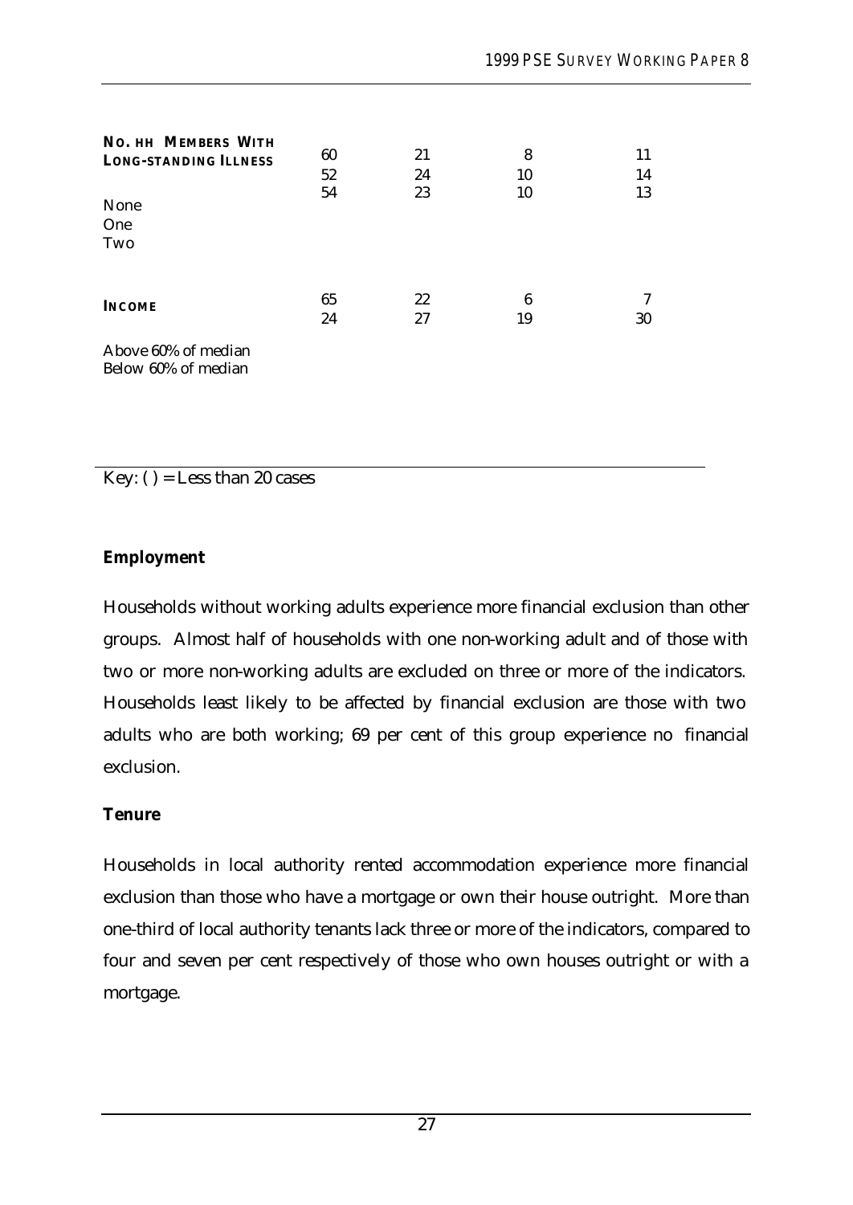| | | | | |
|---|---|---|---|---|
| **No. HH Members With Long-standing Illness** | | | | |
| None | 60 | 21 | 8 | 11 |
| One | 52 | 24 | 10 | 14 |
| Two | 54 | 23 | 10 | 13 |
| **Income** | | | | |
| Above 60% of median | 65 | 22 | 6 | 7 |
| Below 60% of median | 24 | 27 | 19 | 30 |

Key: ( ) = Less than 20 cases

**Employment**

Households without working adults experience more financial exclusion than other groups. Almost half of households with one non-working adult and of those with two or more non-working adults are excluded on three or more of the indicators. Households least likely to be affected by financial exclusion are those with two adults who are both working; 69 per cent of this group experience no financial exclusion.

**Tenure**

Households in local authority rented accommodation experience more financial exclusion than those who have a mortgage or own their house outright. More than one-third of local authority tenants lack three or more of the indicators, compared to four and seven per cent respectively of those who own houses outright or with a mortgage.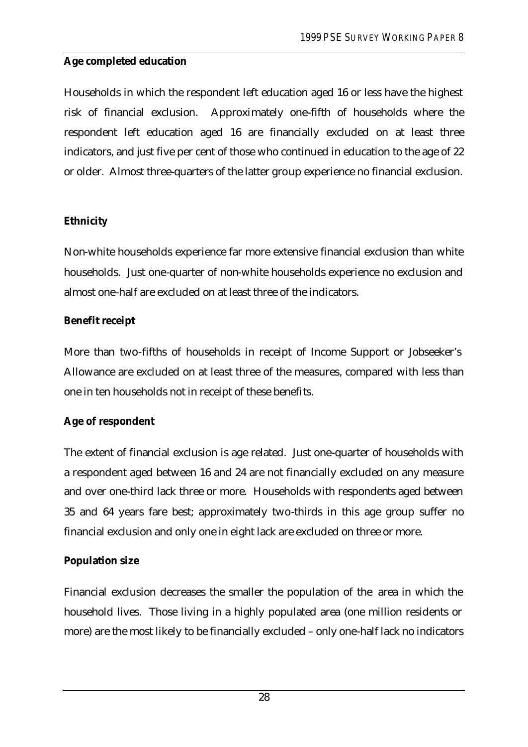**Age completed education**

Households in which the respondent left education aged 16 or less have the highest risk of financial exclusion. Approximately one-fifth of households where the respondent left education aged 16 are financially excluded on at least three indicators, and just five per cent of those who continued in education to the age of 22 or older. Almost three-quarters of the latter group experience no financial exclusion.

**Ethnicity**

Non-white households experience far more extensive financial exclusion than white households. Just one-quarter of non-white households experience no exclusion and almost one-half are excluded on at least three of the indicators.

**Benefit receipt**

More than two-fifths of households in receipt of Income Support or Jobseeker's Allowance are excluded on at least three of the measures, compared with less than one in ten households not in receipt of these benefits.

**Age of respondent**

The extent of financial exclusion is age related. Just one-quarter of households with a respondent aged between 16 and 24 are not financially excluded on any measure and over one-third lack three or more. Households with respondents aged between 35 and 64 years fare best; approximately two-thirds in this age group suffer no financial exclusion and only one in eight lack are excluded on three or more.

**Population size**

Financial exclusion decreases the smaller the population of the area in which the household lives. Those living in a highly populated area (one million residents or more) are the most likely to be financially excluded – only one-half lack no indicators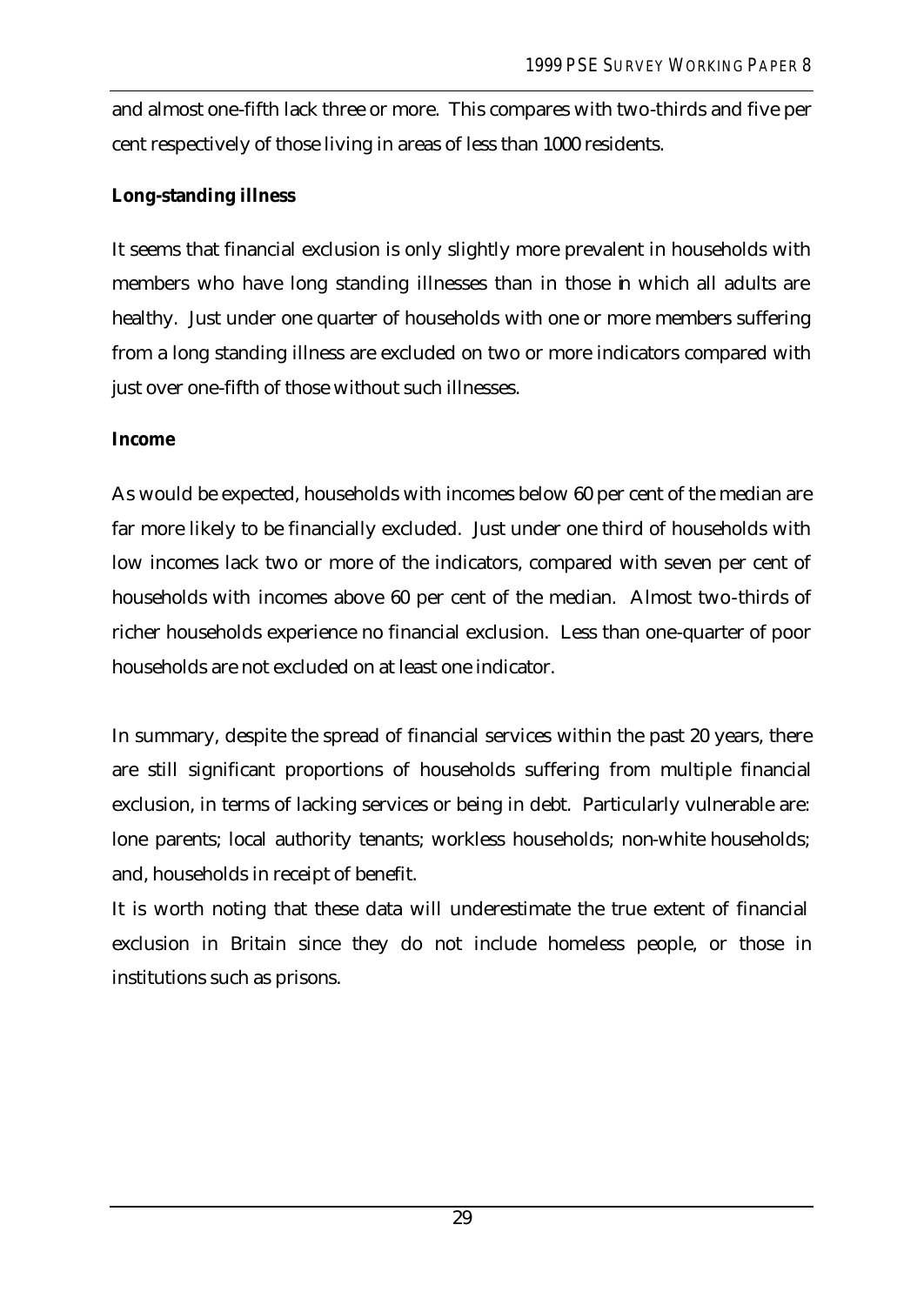and almost one-fifth lack three or more. This compares with two-thirds and five per cent respectively of those living in areas of less than 1000 residents.

**Long-standing illness**

It seems that financial exclusion is only slightly more prevalent in households with members who have long standing illnesses than in those in which all adults are healthy. Just under one quarter of households with one or more members suffering from a long standing illness are excluded on two or more indicators compared with just over one-fifth of those without such illnesses.

**Income**

As would be expected, households with incomes below 60 per cent of the median are far more likely to be financially excluded. Just under one third of households with low incomes lack two or more of the indicators, compared with seven per cent of households with incomes above 60 per cent of the median. Almost two-thirds of richer households experience no financial exclusion. Less than one-quarter of poor households are not excluded on at least one indicator.

In summary, despite the spread of financial services within the past 20 years, there are still significant proportions of households suffering from multiple financial exclusion, in terms of lacking services or being in debt. Particularly vulnerable are: lone parents; local authority tenants; workless households; non-white households; and, households in receipt of benefit.

It is worth noting that these data will underestimate the true extent of financial exclusion in Britain since they do not include homeless people, or those in institutions such as prisons.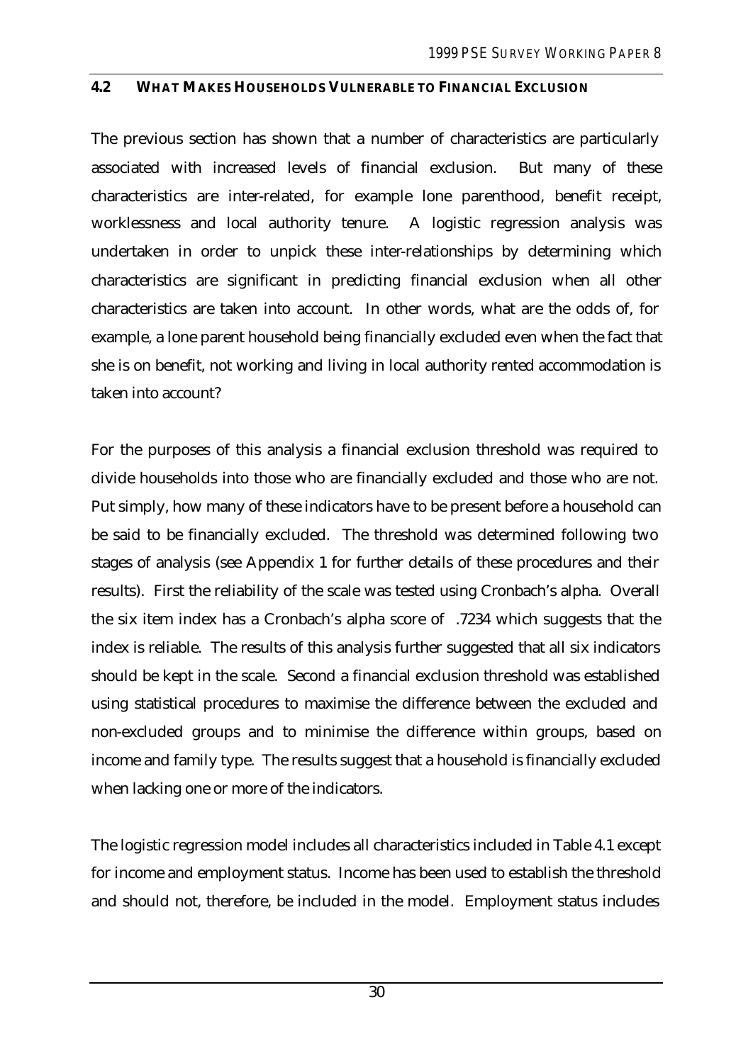## 4.2 WHAT MAKES HOUSEHOLDS VULNERABLE TO FINANCIAL EXCLUSION

The previous section has shown that a number of characteristics are particularly associated with increased levels of financial exclusion. But many of these characteristics are inter-related, for example lone parenthood, benefit receipt, worklessness and local authority tenure. A logistic regression analysis was undertaken in order to unpick these inter-relationships by determining which characteristics are significant in predicting financial exclusion when all other characteristics are taken into account. In other words, what are the odds of, for example, a lone parent household being financially excluded even when the fact that she is on benefit, not working and living in local authority rented accommodation is taken into account?

For the purposes of this analysis a financial exclusion threshold was required to divide households into those who are financially excluded and those who are not. Put simply, how many of these indicators have to be present before a household can be said to be financially excluded. The threshold was determined following two stages of analysis (see Appendix 1 for further details of these procedures and their results). First the reliability of the scale was tested using Cronbach's alpha. Overall the six item index has a Cronbach's alpha score of .7234 which suggests that the index is reliable. The results of this analysis further suggested that all six indicators should be kept in the scale. Second a financial exclusion threshold was established using statistical procedures to maximise the difference between the excluded and non-excluded groups and to minimise the difference within groups, based on income and family type. The results suggest that a household is financially excluded when lacking one or more of the indicators.

The logistic regression model includes all characteristics included in Table 4.1 except for income and employment status. Income has been used to establish the threshold and should not, therefore, be included in the model. Employment status includes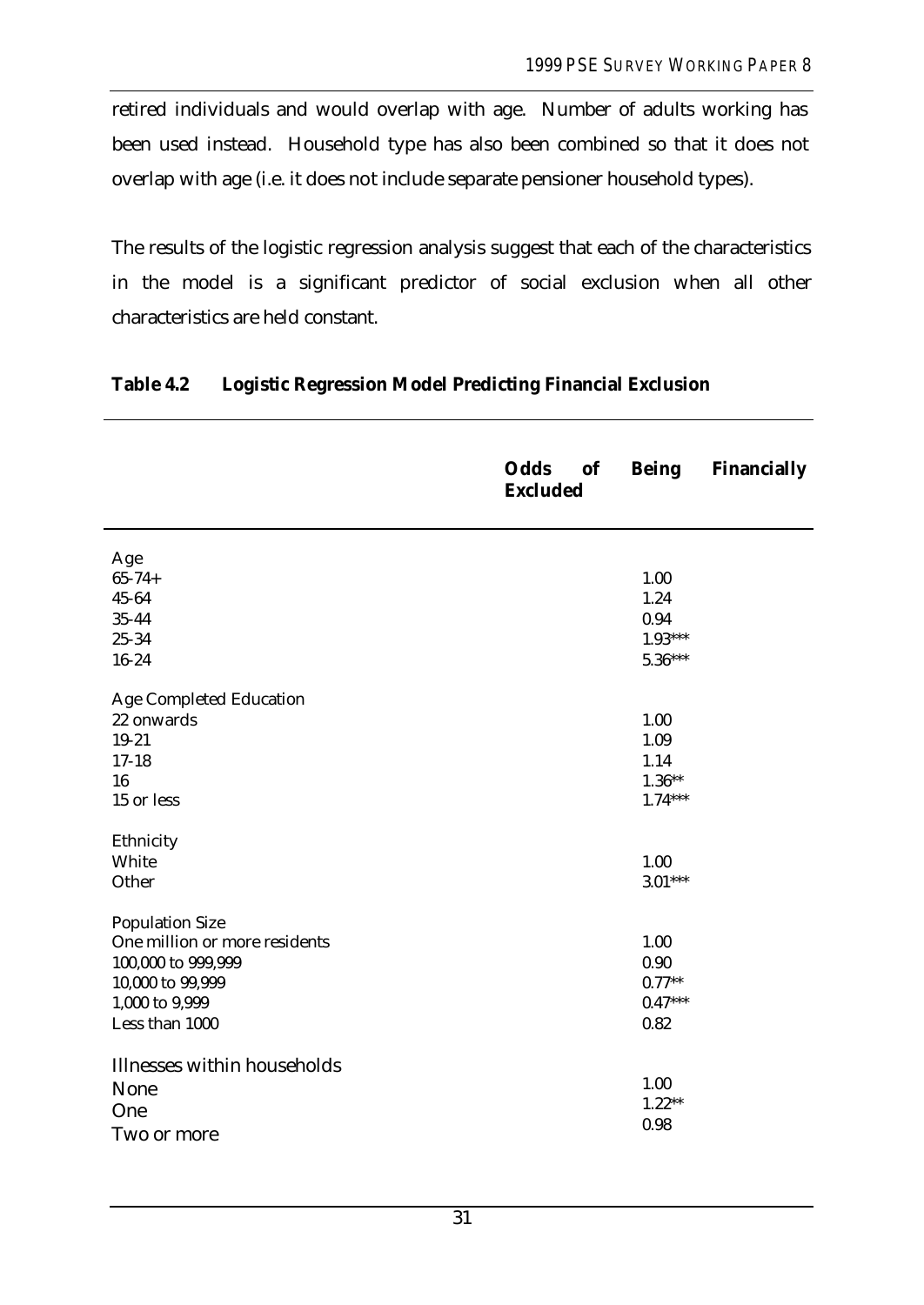retired individuals and would overlap with age. Number of adults working has been used instead. Household type has also been combined so that it does not overlap with age (i.e. it does not include separate pensioner household types).

The results of the logistic regression analysis suggest that each of the characteristics in the model is a significant predictor of social exclusion when all other characteristics are held constant.

**Table 4.2 Logistic Regression Model Predicting Financial Exclusion**

| | **Odds of Being Financially Excluded** |
|---|---|
| Age | |
| 65-74+ | 1.00 |
| 45-64 | 1.24 |
| 35-44 | 0.94 |
| 25-34 | 1.93*** |
| 16-24 | 5.36*** |
| Age Completed Education | |
| 22 onwards | 1.00 |
| 19-21 | 1.09 |
| 17-18 | 1.14 |
| 16 | 1.36** |
| 15 or less | 1.74*** |
| Ethnicity | |
| White | 1.00 |
| Other | 3.01*** |
| Population Size | |
| One million or more residents | 1.00 |
| 100,000 to 999,999 | 0.90 |
| 10,000 to 99,999 | 0.77** |
| 1,000 to 9,999 | 0.47*** |
| Less than 1000 | 0.82 |
| Illnesses within households | |
| None | 1.00 |
| One | 1.22** |
| Two or more | 0.98 |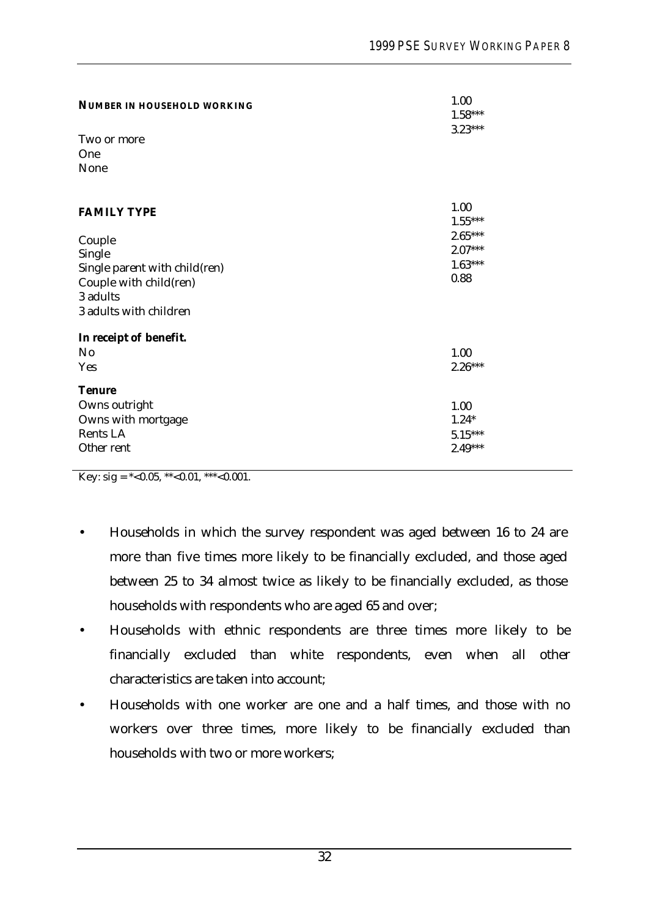| | |
|---|---|
| **NUMBER IN HOUSEHOLD WORKING** | |
| Two or more | 1.00 |
| One | 1.58*** |
| None | 3.23*** |
| **FAMILY TYPE** | |
| Couple | 1.00 |
| Single | 1.55*** |
| Single parent with child(ren) | 2.65*** |
| Couple with child(ren) | 2.07*** |
| 3 adults | 1.63*** |
| 3 adults with children | 0.88 |
| ***In receipt of benefit.*** | |
| No | 1.00 |
| Yes | 2.26*** |
| **Tenure** | |
| Owns outright | 1.00 |
| Owns with mortgage | 1.24* |
| Rents LA | 5.15*** |
| Other rent | 2.49*** |

Key: sig = *<0.05, **<0.01, ***<0.001.

- Households in which the survey respondent was aged between 16 to 24 are more than five times more likely to be financially excluded, and those aged between 25 to 34 almost twice as likely to be financially excluded, as those households with respondents who are aged 65 and over;
- Households with ethnic respondents are three times more likely to be financially excluded than white respondents, even when all other characteristics are taken into account;
- Households with one worker are one and a half times, and those with no workers over three times, more likely to be financially excluded than households with two or more workers;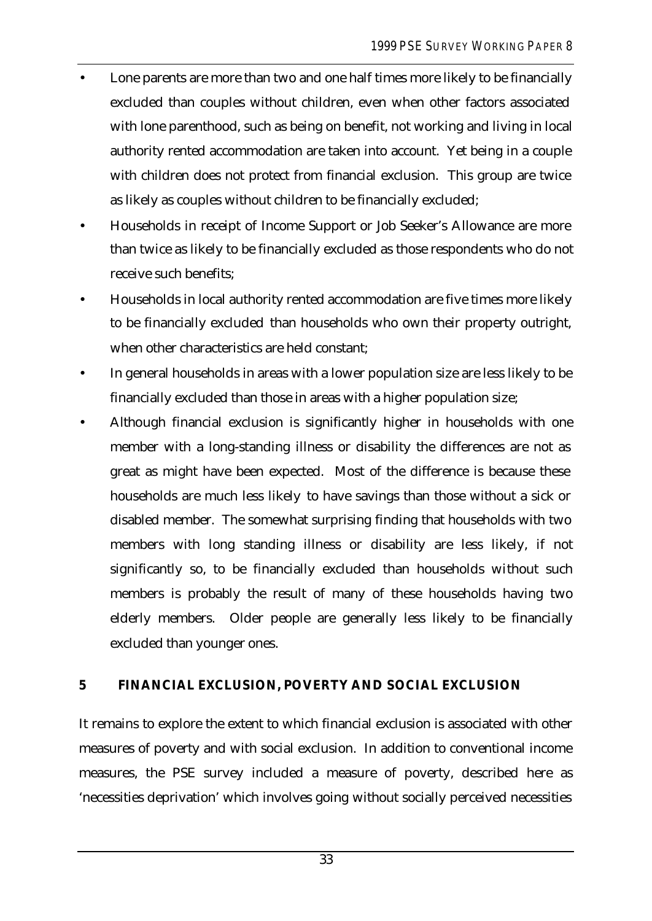- Lone parents are more than two and one half times more likely to be financially excluded than couples without children, even when other factors associated with lone parenthood, such as being on benefit, not working and living in local authority rented accommodation are taken into account. Yet being in a couple with children does not protect from financial exclusion. This group are twice as likely as couples without children to be financially excluded;
- Households in receipt of Income Support or Job Seeker's Allowance are more than twice as likely to be financially excluded as those respondents who do not receive such benefits;
- Households in local authority rented accommodation are five times more likely to be financially excluded than households who own their property outright, when other characteristics are held constant;
- In general households in areas with a lower population size are less likely to be financially excluded than those in areas with a higher population size;
- Although financial exclusion is significantly higher in households with one member with a long-standing illness or disability the differences are not as great as might have been expected. Most of the difference is because these households are much less likely to have savings than those without a sick or disabled member. The somewhat surprising finding that households with two members with long standing illness or disability are less likely, if not significantly so, to be financially excluded than households without such members is probably the result of many of these households having two elderly members. Older people are generally less likely to be financially excluded than younger ones.

## 5 FINANCIAL EXCLUSION, POVERTY AND SOCIAL EXCLUSION

It remains to explore the extent to which financial exclusion is associated with other measures of poverty and with social exclusion. In addition to conventional income measures, the PSE survey included a measure of poverty, described here as 'necessities deprivation' which involves going without socially perceived necessities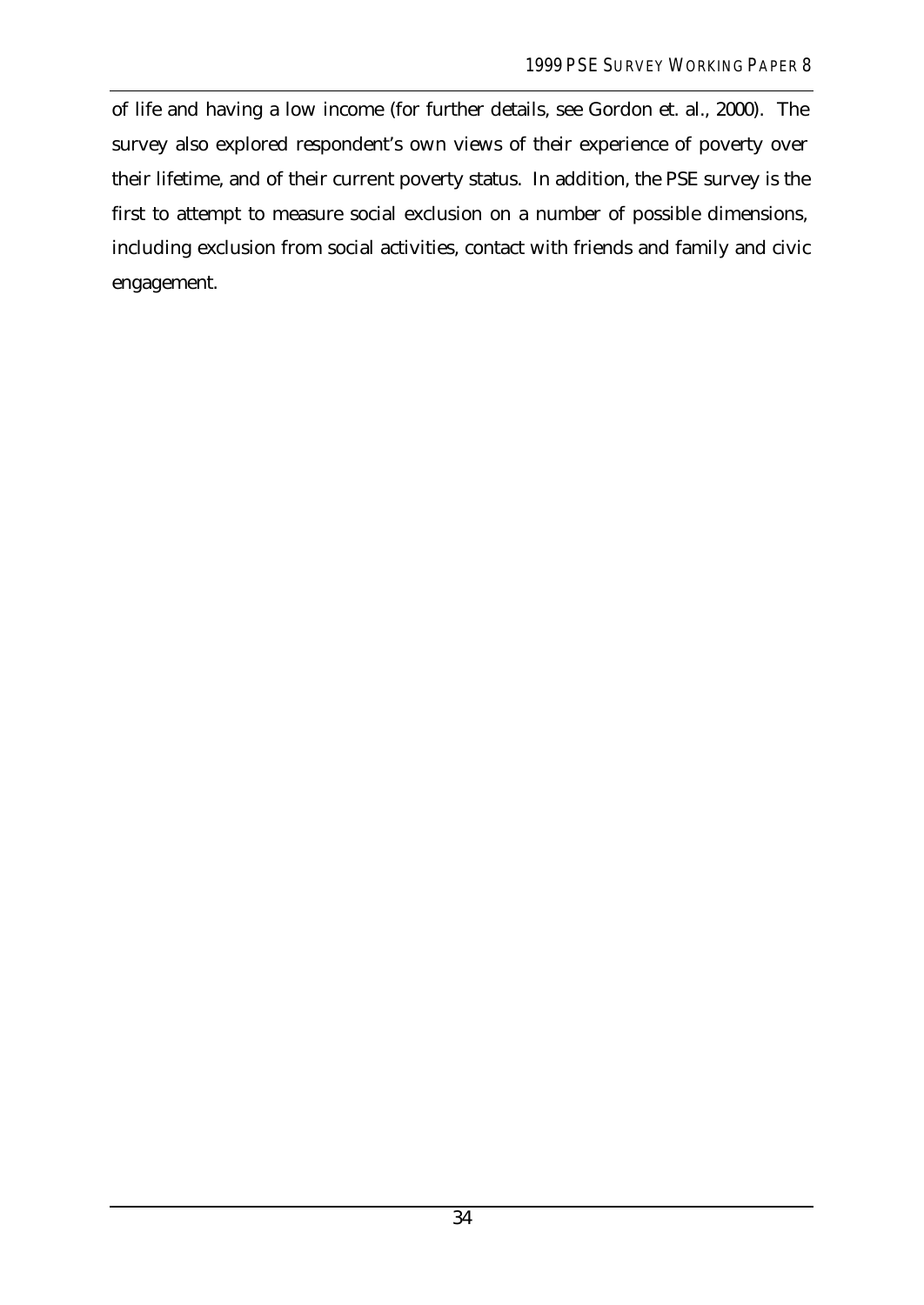of life and having a low income (for further details, see Gordon et. al., 2000). The survey also explored respondent's own views of their experience of poverty over their lifetime, and of their current poverty status. In addition, the PSE survey is the first to attempt to measure social exclusion on a number of possible dimensions, including exclusion from social activities, contact with friends and family and civic engagement.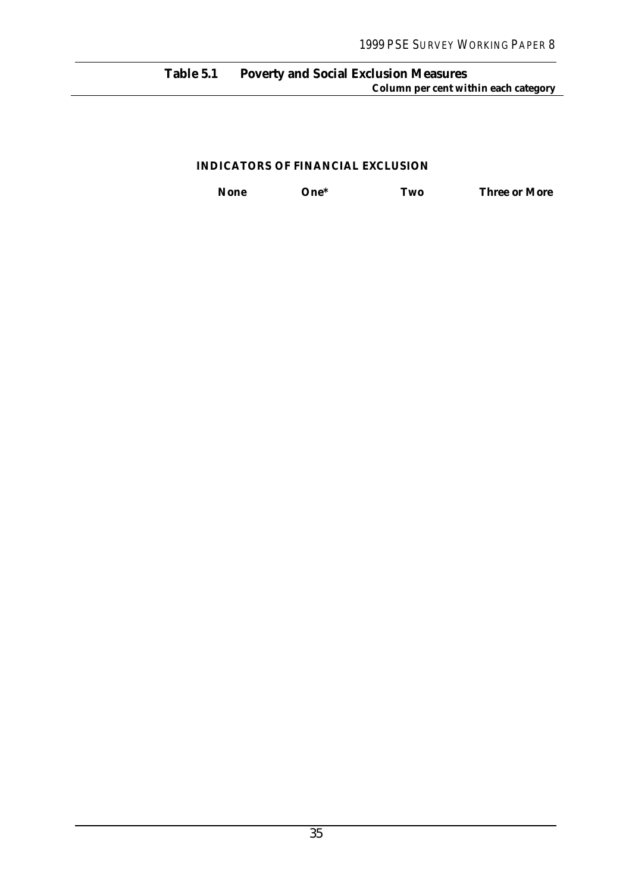**Table 5.1 Poverty and Social Exclusion Measures**

*Column per cent within each category*

| | INDICATORS OF FINANCIAL EXCLUSION | | | |
|---|---|---|---|---|
| | None | One* | Two | Three or More |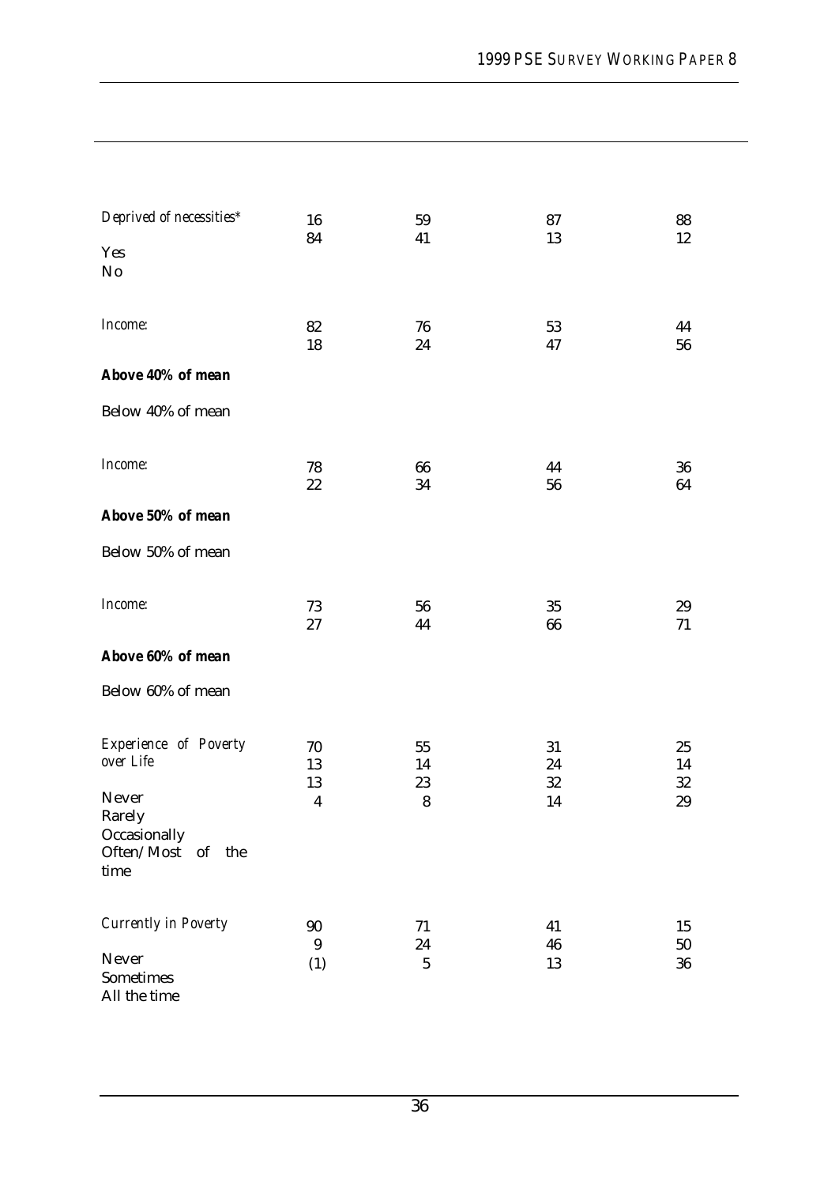| | | | | |
|---|---|---|---|---|
| *Deprived of necessities** | | | | |
| Yes | 16 | 59 | 87 | 88 |
| No | 84 | 41 | 13 | 12 |
| *Income:* | | | | |
| **Above 40% of mean** | 82 | 76 | 53 | 44 |
| Below 40% of mean | 18 | 24 | 47 | 56 |
| *Income:* | | | | |
| **Above 50% of mean** | 78 | 66 | 44 | 36 |
| Below 50% of mean | 22 | 34 | 56 | 64 |
| *Income:* | | | | |
| **Above 60% of mean** | 73 | 56 | 35 | 29 |
| Below 60% of mean | 27 | 44 | 66 | 71 |
| *Experience of Poverty over Life* | | | | |
| Never | 70 | 55 | 31 | 25 |
| Rarely | 13 | 14 | 24 | 14 |
| Occasionally | 13 | 23 | 32 | 32 |
| Often/Most of the time | 4 | 8 | 14 | 29 |
| *Currently in Poverty* | | | | |
| Never | 90 | 71 | 41 | 15 |
| Sometimes | 9 | 24 | 46 | 50 |
| All the time | (1) | 5 | 13 | 36 |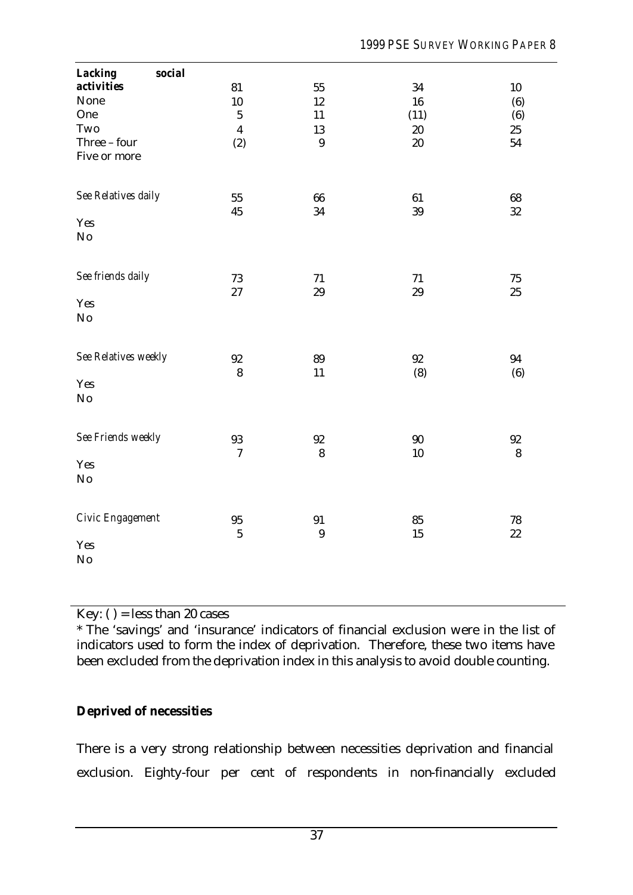| | | | | |
|---|---|---|---|---|
| **Lacking social activities** | | | | |
| None | 81 | 55 | 34 | 10 |
| One | 10 | 12 | 16 | (6) |
| Two | 5 | 11 | (11) | (6) |
| Three – four | 4 | 13 | 20 | 25 |
| Five or more | (2) | 9 | 20 | 54 |
| *See Relatives daily* | | | | |
| Yes | 55 | 66 | 61 | 68 |
| No | 45 | 34 | 39 | 32 |
| *See friends daily* | | | | |
| Yes | 73 | 71 | 71 | 75 |
| No | 27 | 29 | 29 | 25 |
| *See Relatives weekly* | | | | |
| Yes | 92 | 89 | 92 | 94 |
| No | 8 | 11 | (8) | (6) |
| *See Friends weekly* | | | | |
| Yes | 93 | 92 | 90 | 92 |
| No | 7 | 8 | 10 | 8 |
| *Civic Engagement* | | | | |
| Yes | 95 | 91 | 85 | 78 |
| No | 5 | 9 | 15 | 22 |

Key: ( ) = less than 20 cases

* The 'savings' and 'insurance' indicators of financial exclusion were in the list of indicators used to form the index of deprivation. Therefore, these two items have been excluded from the deprivation index in this analysis to avoid double counting.

**Deprived of necessities**

There is a very strong relationship between necessities deprivation and financial exclusion. Eighty-four per cent of respondents in non-financially excluded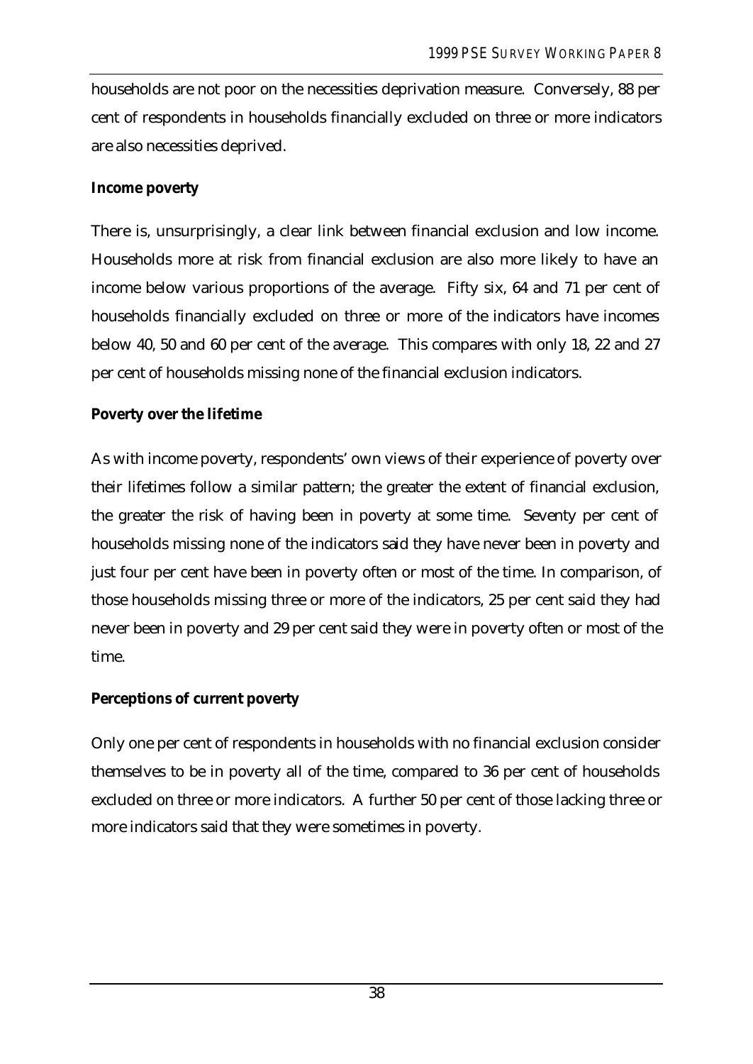households are not poor on the necessities deprivation measure. Conversely, 88 per cent of respondents in households financially excluded on three or more indicators are also necessities deprived.

**Income poverty**

There is, unsurprisingly, a clear link between financial exclusion and low income. Households more at risk from financial exclusion are also more likely to have an income below various proportions of the average. Fifty six, 64 and 71 per cent of households financially excluded on three or more of the indicators have incomes below 40, 50 and 60 per cent of the average. This compares with only 18, 22 and 27 per cent of households missing none of the financial exclusion indicators.

**Poverty over the lifetime**

As with income poverty, respondents' own views of their experience of poverty over their lifetimes follow a similar pattern; the greater the extent of financial exclusion, the greater the risk of having been in poverty at some time. Seventy per cent of households missing none of the indicators said they have never been in poverty and just four per cent have been in poverty often or most of the time. In comparison, of those households missing three or more of the indicators, 25 per cent said they had never been in poverty and 29 per cent said they were in poverty often or most of the time.

**Perceptions of current poverty**

Only one per cent of respondents in households with no financial exclusion consider themselves to be in poverty all of the time, compared to 36 per cent of households excluded on three or more indicators. A further 50 per cent of those lacking three or more indicators said that they were sometimes in poverty.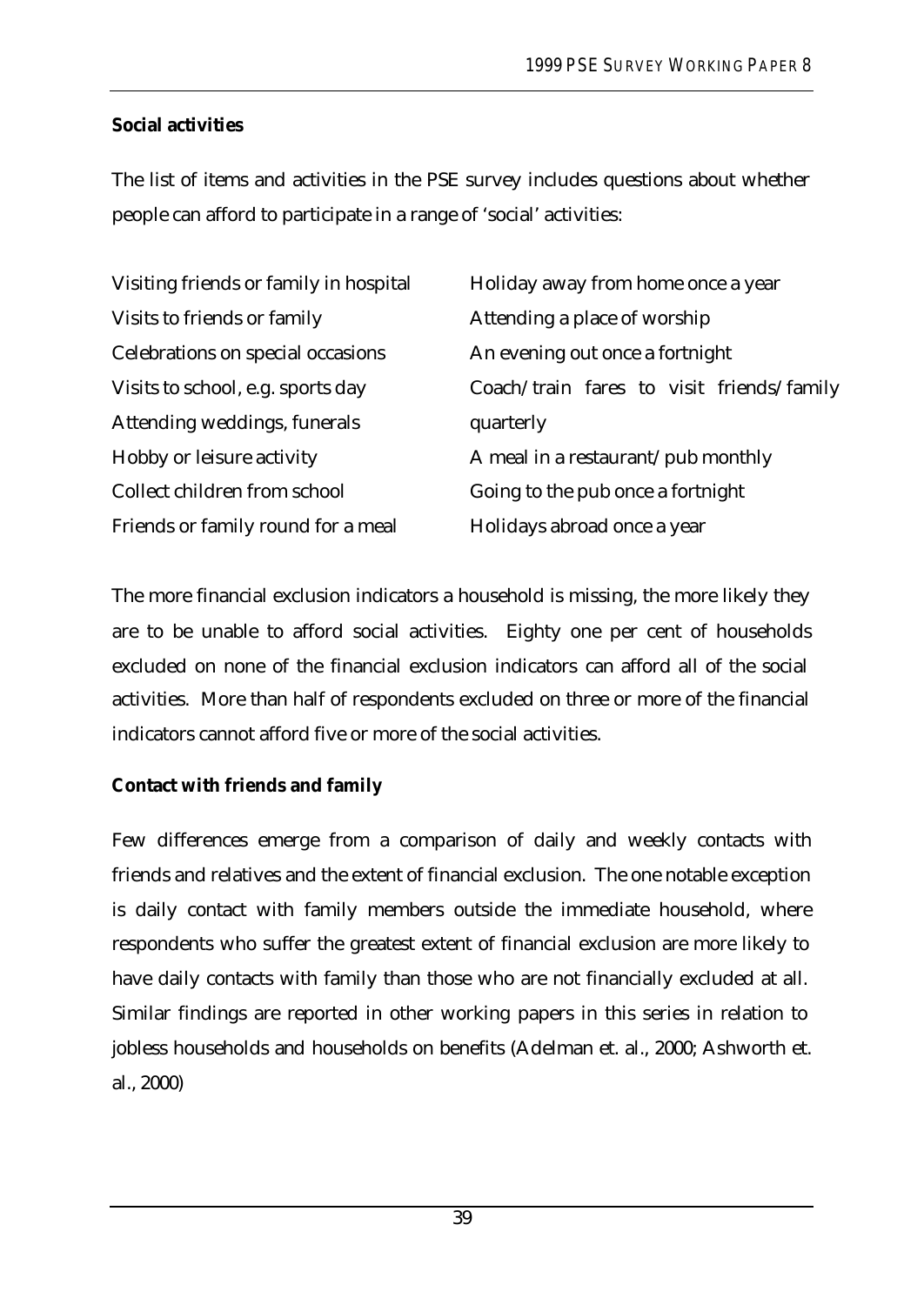**Social activities**

The list of items and activities in the PSE survey includes questions about whether people can afford to participate in a range of 'social' activities:

- Visiting friends or family in hospital
- Visits to friends or family
- Celebrations on special occasions
- Visits to school, e.g. sports day
- Attending weddings, funerals
- Hobby or leisure activity
- Collect children from school
- Friends or family round for a meal
- Holiday away from home once a year
- Attending a place of worship
- An evening out once a fortnight
- Coach/train fares to visit friends/family quarterly
- A meal in a restaurant/pub monthly
- Going to the pub once a fortnight
- Holidays abroad once a year

The more financial exclusion indicators a household is missing, the more likely they are to be unable to afford social activities. Eighty one per cent of households excluded on none of the financial exclusion indicators can afford all of the social activities. More than half of respondents excluded on three or more of the financial indicators cannot afford five or more of the social activities.

**Contact with friends and family**

Few differences emerge from a comparison of daily and weekly contacts with friends and relatives and the extent of financial exclusion. The one notable exception is daily contact with family members outside the immediate household, where respondents who suffer the greatest extent of financial exclusion are more likely to have daily contacts with family than those who are not financially excluded at all. Similar findings are reported in other working papers in this series in relation to jobless households and households on benefits (Adelman et. al., 2000; Ashworth et. al., 2000)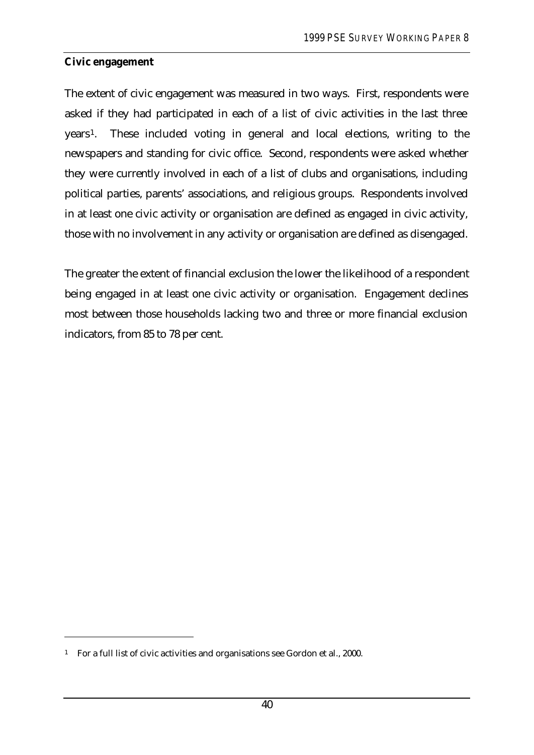**Civic engagement**

The extent of civic engagement was measured in two ways. First, respondents were asked if they had participated in each of a list of civic activities in the last three years[1]. These included voting in general and local elections, writing to the newspapers and standing for civic office. Second, respondents were asked whether they were currently involved in each of a list of clubs and organisations, including political parties, parents' associations, and religious groups. Respondents involved in at least one civic activity or organisation are defined as engaged in civic activity, those with no involvement in any activity or organisation are defined as disengaged.

The greater the extent of financial exclusion the lower the likelihood of a respondent being engaged in at least one civic activity or organisation. Engagement declines most between those households lacking two and three or more financial exclusion indicators, from 85 to 78 per cent.

---

[1] For a full list of civic activities and organisations see Gordon et al., 2000.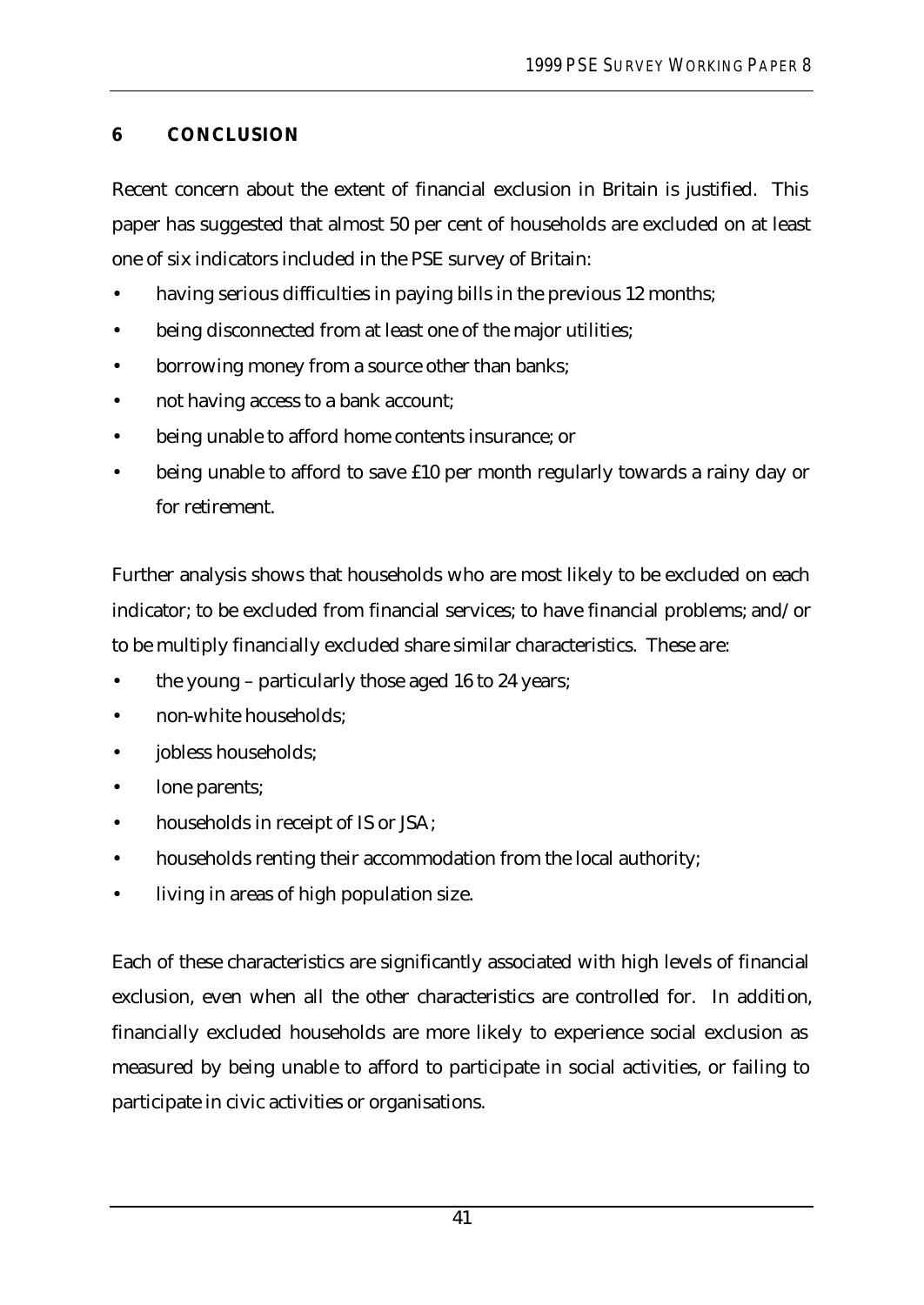## 6 CONCLUSION

Recent concern about the extent of financial exclusion in Britain is justified. This paper has suggested that almost 50 per cent of households are excluded on at least one of six indicators included in the PSE survey of Britain:

- having serious difficulties in paying bills in the previous 12 months;
- being disconnected from at least one of the major utilities;
- borrowing money from a source other than banks;
- not having access to a bank account;
- being unable to afford home contents insurance; or
- being unable to afford to save £10 per month regularly towards a rainy day or for retirement.

Further analysis shows that households who are most likely to be excluded on each indicator; to be excluded from financial services; to have financial problems; and/or to be multiply financially excluded share similar characteristics. These are:

- the young – particularly those aged 16 to 24 years;
- non-white households;
- jobless households;
- lone parents;
- households in receipt of IS or JSA;
- households renting their accommodation from the local authority;
- living in areas of high population size.

Each of these characteristics are significantly associated with high levels of financial exclusion, even when all the other characteristics are controlled for. In addition, financially excluded households are more likely to experience social exclusion as measured by being unable to afford to participate in social activities, or failing to participate in civic activities or organisations.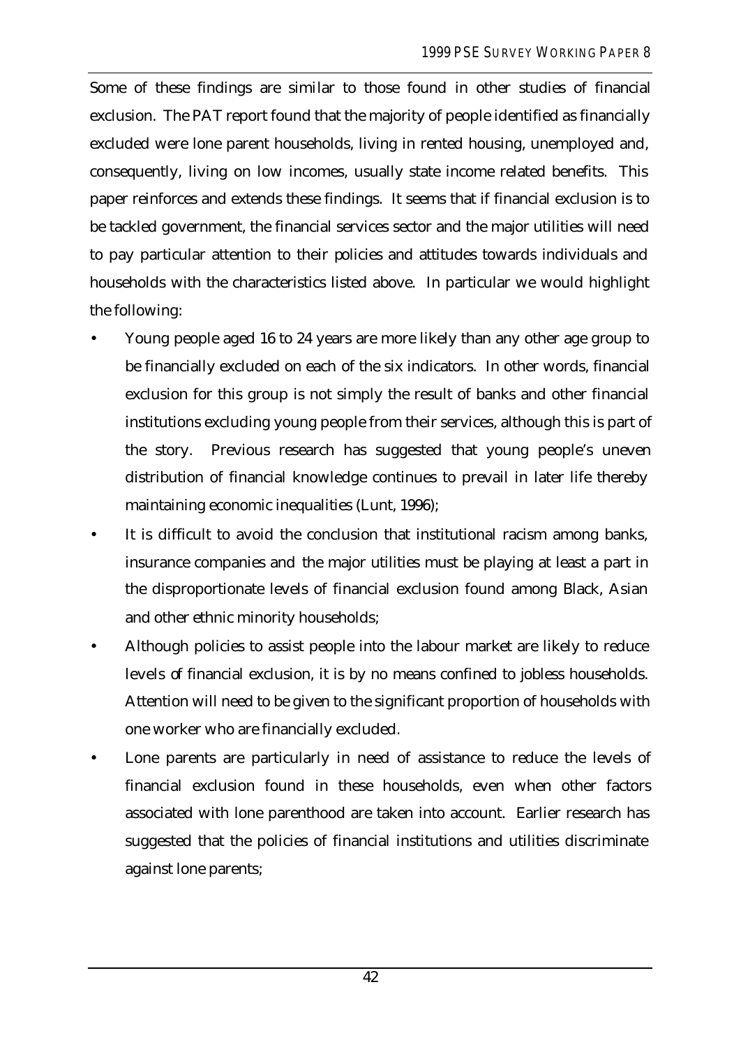Some of these findings are similar to those found in other studies of financial exclusion. The PAT report found that the majority of people identified as financially excluded were lone parent households, living in rented housing, unemployed and, consequently, living on low incomes, usually state income related benefits. This paper reinforces and extends these findings. It seems that if financial exclusion is to be tackled government, the financial services sector and the major utilities will need to pay particular attention to their policies and attitudes towards individuals and households with the characteristics listed above. In particular we would highlight the following:

- Young people aged 16 to 24 years are more likely than any other age group to be financially excluded on each of the six indicators. In other words, financial exclusion for this group is not simply the result of banks and other financial institutions excluding young people from their services, although this is part of the story. Previous research has suggested that young people's uneven distribution of financial knowledge continues to prevail in later life thereby maintaining economic inequalities (Lunt, 1996);
- It is difficult to avoid the conclusion that institutional racism among banks, insurance companies and the major utilities must be playing at least a part in the disproportionate levels of financial exclusion found among Black, Asian and other ethnic minority households;
- Although policies to assist people into the labour market are likely to reduce levels of financial exclusion, it is by no means confined to jobless households. Attention will need to be given to the significant proportion of households with one worker who are financially excluded.
- Lone parents are particularly in need of assistance to reduce the levels of financial exclusion found in these households, even when other factors associated with lone parenthood are taken into account. Earlier research has suggested that the policies of financial institutions and utilities discriminate against lone parents;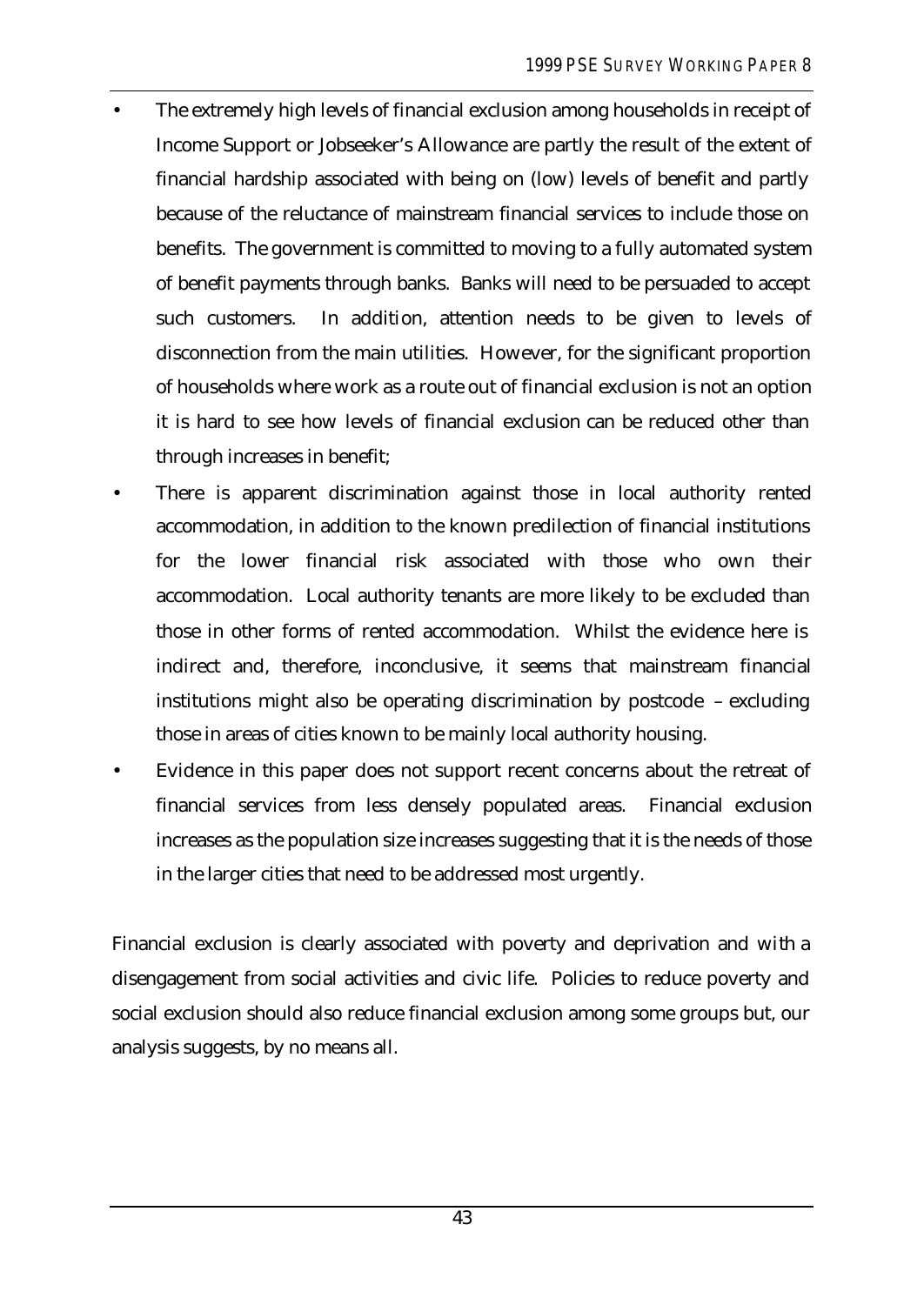- The extremely high levels of financial exclusion among households in receipt of Income Support or Jobseeker's Allowance are partly the result of the extent of financial hardship associated with being on (low) levels of benefit and partly because of the reluctance of mainstream financial services to include those on benefits. The government is committed to moving to a fully automated system of benefit payments through banks. Banks will need to be persuaded to accept such customers. In addition, attention needs to be given to levels of disconnection from the main utilities. However, for the significant proportion of households where work as a route out of financial exclusion is not an option it is hard to see how levels of financial exclusion can be reduced other than through increases in benefit;
- There is apparent discrimination against those in local authority rented accommodation, in addition to the known predilection of financial institutions for the lower financial risk associated with those who own their accommodation. Local authority tenants are more likely to be excluded than those in other forms of rented accommodation. Whilst the evidence here is indirect and, therefore, inconclusive, it seems that mainstream financial institutions might also be operating discrimination by postcode – excluding those in areas of cities known to be mainly local authority housing.
- Evidence in this paper does not support recent concerns about the retreat of financial services from less densely populated areas. Financial exclusion increases as the population size increases suggesting that it is the needs of those in the larger cities that need to be addressed most urgently.

Financial exclusion is clearly associated with poverty and deprivation and with a disengagement from social activities and civic life. Policies to reduce poverty and social exclusion should also reduce financial exclusion among some groups but, our analysis suggests, by no means all.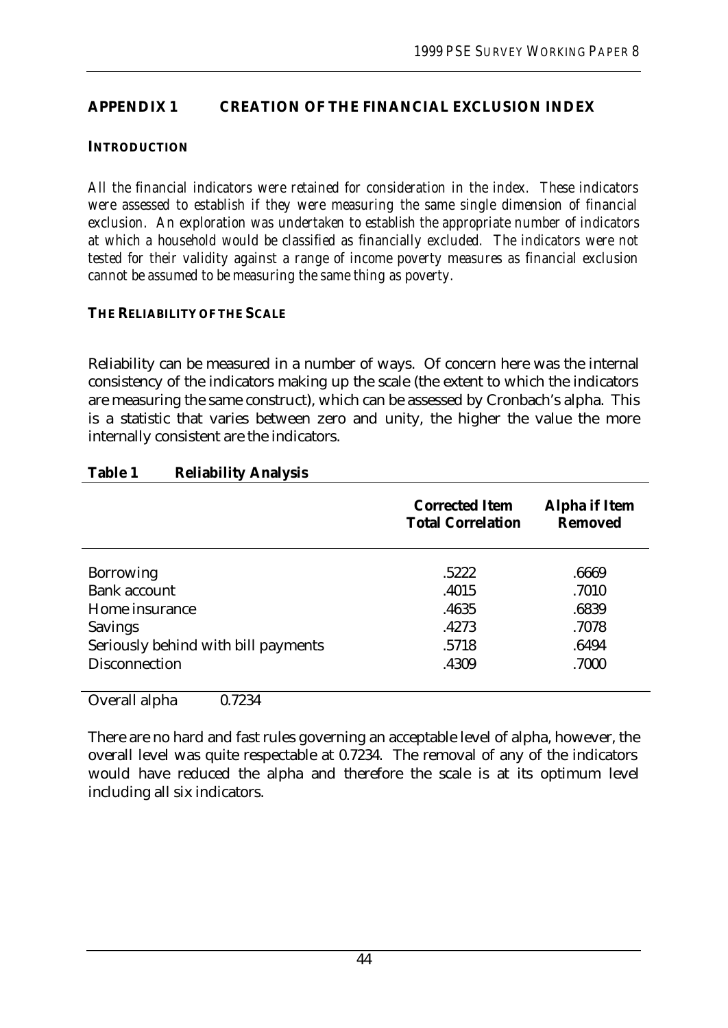## APPENDIX 1 CREATION OF THE FINANCIAL EXCLUSION INDEX

### INTRODUCTION

*All the financial indicators were retained for consideration in the index. These indicators were assessed to establish if they were measuring the same single dimension of financial exclusion. An exploration was undertaken to establish the appropriate number of indicators at which a household would be classified as financially excluded. The indicators were not tested for their validity against a range of income poverty measures as financial exclusion cannot be assumed to be measuring the same thing as poverty.*

### THE RELIABILITY OF THE SCALE

Reliability can be measured in a number of ways. Of concern here was the internal consistency of the indicators making up the scale (the extent to which the indicators are measuring the same construct), which can be assessed by Cronbach's alpha. This is a statistic that varies between zero and unity, the higher the value the more internally consistent are the indicators.

**Table 1 Reliability Analysis**

| | Corrected Item Total Correlation | Alpha if Item Removed |
|---|---|---|
| Borrowing | .5222 | .6669 |
| Bank account | .4015 | .7010 |
| Home insurance | .4635 | .6839 |
| Savings | .4273 | .7078 |
| Seriously behind with bill payments | .5718 | .6494 |
| Disconnection | .4309 | .7000 |
| Overall alpha 0.7234 | | |

There are no hard and fast rules governing an acceptable level of alpha, however, the overall level was quite respectable at 0.7234. The removal of any of the indicators would have reduced the alpha and therefore the scale is at its optimum level including all six indicators.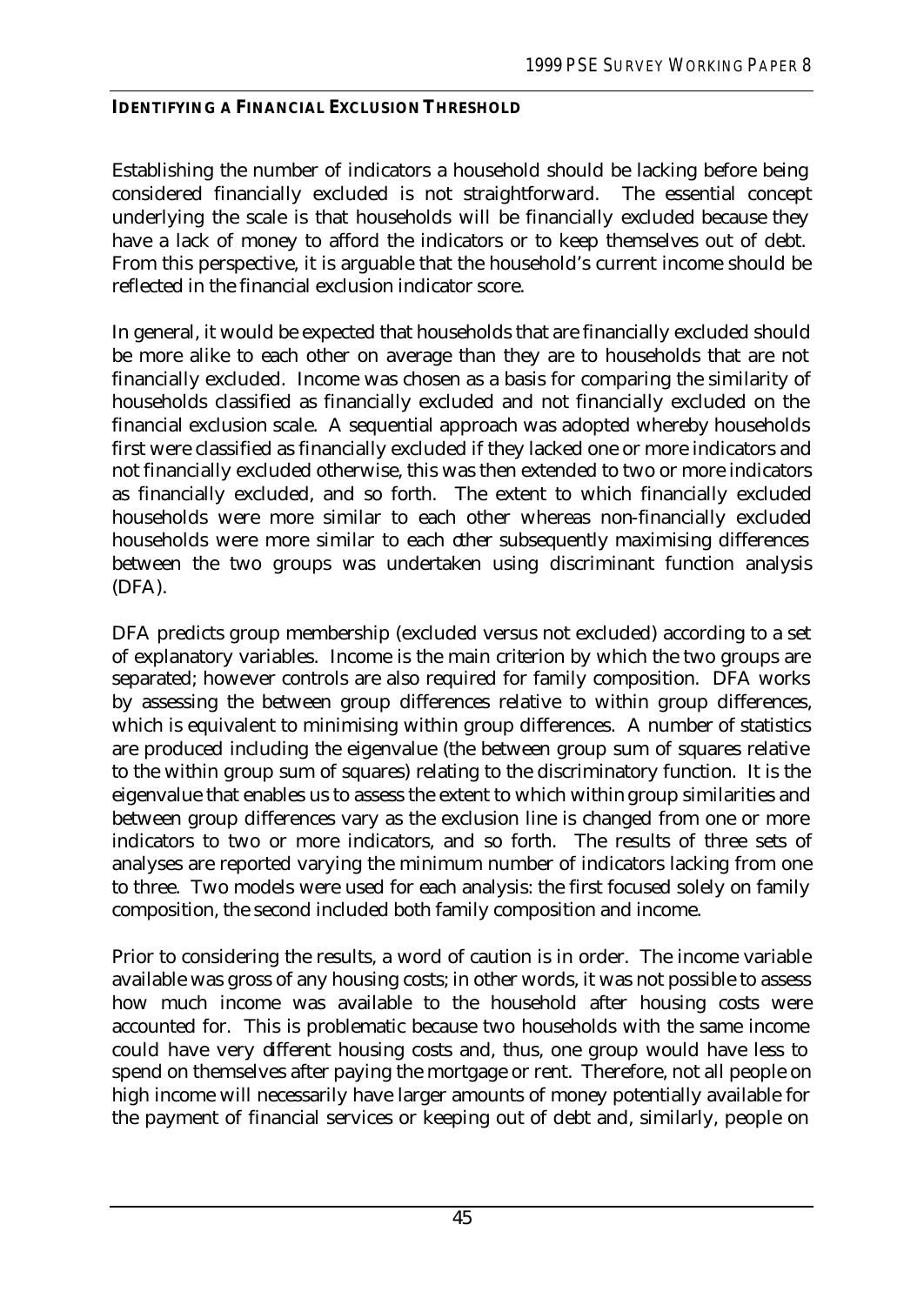## IDENTIFYING A FINANCIAL EXCLUSION THRESHOLD

Establishing the number of indicators a household should be lacking before being considered financially excluded is not straightforward. The essential concept underlying the scale is that households will be financially excluded because they have a lack of money to afford the indicators or to keep themselves out of debt. From this perspective, it is arguable that the household's current income should be reflected in the financial exclusion indicator score.

In general, it would be expected that households that are financially excluded should be more alike to each other on average than they are to households that are not financially excluded. Income was chosen as a basis for comparing the similarity of households classified as financially excluded and not financially excluded on the financial exclusion scale. A sequential approach was adopted whereby households first were classified as financially excluded if they lacked one or more indicators and not financially excluded otherwise, this was then extended to two or more indicators as financially excluded, and so forth. The extent to which financially excluded households were more similar to each other whereas non-financially excluded households were more similar to each other subsequently maximising differences between the two groups was undertaken using discriminant function analysis (DFA).

DFA predicts group membership (excluded versus not excluded) according to a set of explanatory variables. Income is the main criterion by which the two groups are separated; however controls are also required for family composition. DFA works by assessing the between group differences relative to within group differences, which is equivalent to minimising within group differences. A number of statistics are produced including the eigenvalue (the between group sum of squares relative to the within group sum of squares) relating to the discriminatory function. It is the eigenvalue that enables us to assess the extent to which within group similarities and between group differences vary as the exclusion line is changed from one or more indicators to two or more indicators, and so forth. The results of three sets of analyses are reported varying the minimum number of indicators lacking from one to three. Two models were used for each analysis: the first focused solely on family composition, the second included both family composition and income.

Prior to considering the results, a word of caution is in order. The income variable available was gross of any housing costs; in other words, it was not possible to assess how much income was available to the household after housing costs were accounted for. This is problematic because two households with the same income could have very different housing costs and, thus, one group would have less to spend on themselves after paying the mortgage or rent. Therefore, not all people on high income will necessarily have larger amounts of money potentially available for the payment of financial services or keeping out of debt and, similarly, people on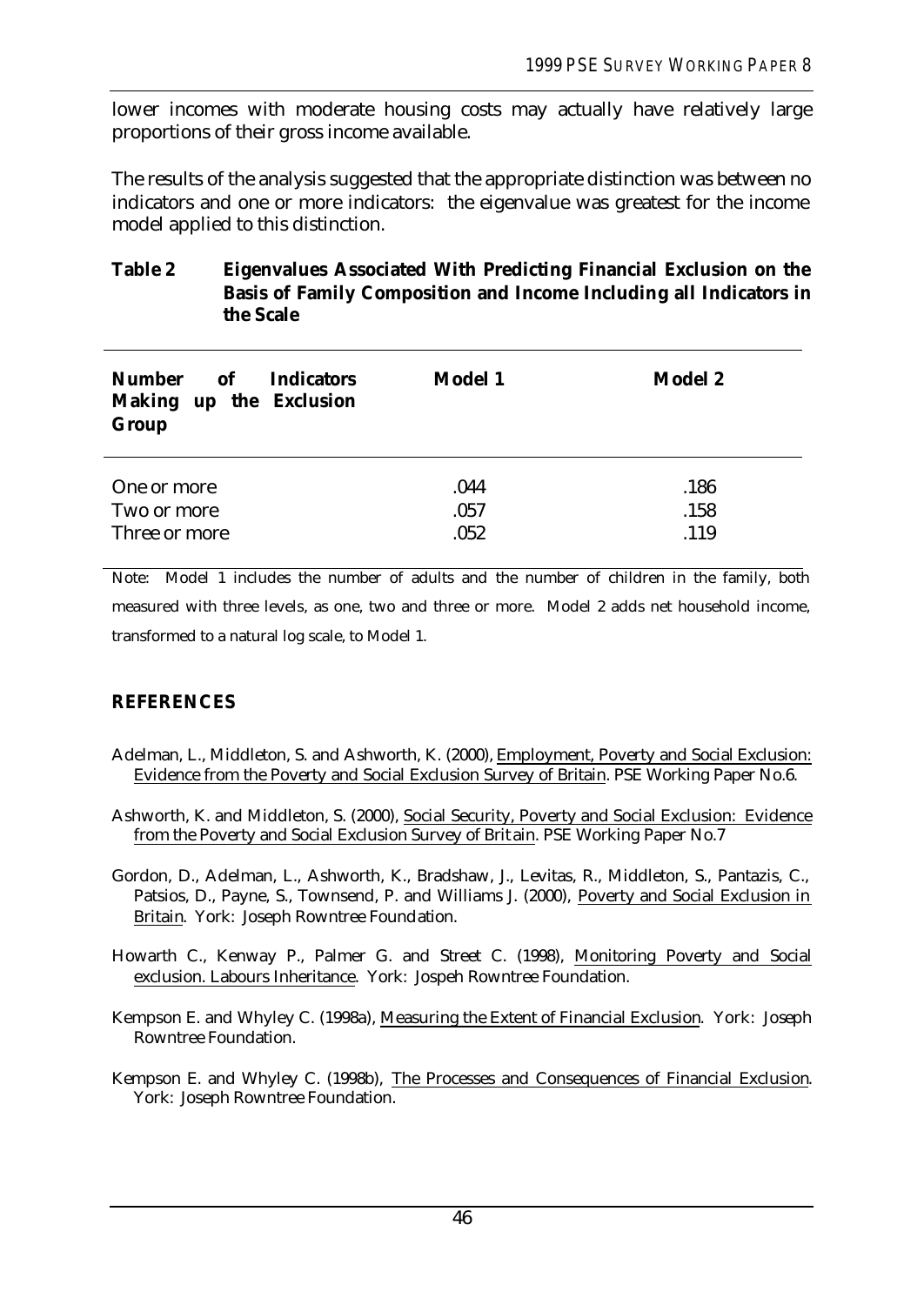lower incomes with moderate housing costs may actually have relatively large proportions of their gross income available.

The results of the analysis suggested that the appropriate distinction was between no indicators and one or more indicators: the eigenvalue was greatest for the income model applied to this distinction.

**Table 2 Eigenvalues Associated With Predicting Financial Exclusion on the Basis of Family Composition and Income Including all Indicators in the Scale**

| Number of Indicators Making up the Exclusion Group | Model 1 | Model 2 |
|---|---|---|
| One or more | .044 | .186 |
| Two or more | .057 | .158 |
| Three or more | .052 | .119 |

Note: Model 1 includes the number of adults and the number of children in the family, both measured with three levels, as one, two and three or more. Model 2 adds net household income, transformed to a natural log scale, to Model 1.

## REFERENCES

Adelman, L., Middleton, S. and Ashworth, K. (2000), Employment, Poverty and Social Exclusion: Evidence from the Poverty and Social Exclusion Survey of Britain. PSE Working Paper No.6.

Ashworth, K. and Middleton, S. (2000), Social Security, Poverty and Social Exclusion: Evidence from the Poverty and Social Exclusion Survey of Britain. PSE Working Paper No.7

Gordon, D., Adelman, L., Ashworth, K., Bradshaw, J., Levitas, R., Middleton, S., Pantazis, C., Patsios, D., Payne, S., Townsend, P. and Williams J. (2000), Poverty and Social Exclusion in Britain. York: Joseph Rowntree Foundation.

Howarth C., Kenway P., Palmer G. and Street C. (1998), Monitoring Poverty and Social exclusion. Labours Inheritance. York: Jospeh Rowntree Foundation.

Kempson E. and Whyley C. (1998a), Measuring the Extent of Financial Exclusion. York: Joseph Rowntree Foundation.

Kempson E. and Whyley C. (1998b), The Processes and Consequences of Financial Exclusion. York: Joseph Rowntree Foundation.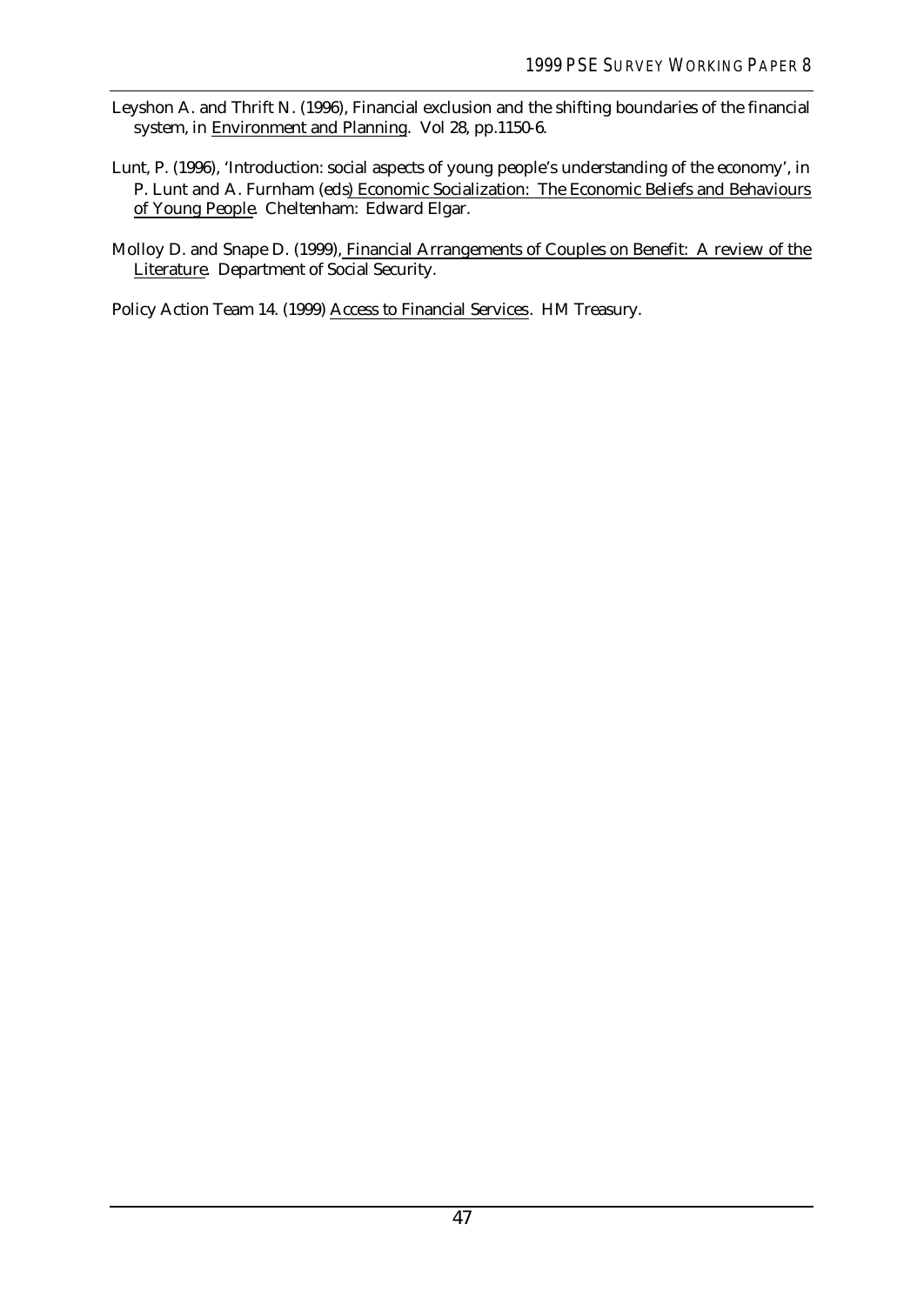Leyshon A. and Thrift N. (1996), Financial exclusion and the shifting boundaries of the financial system, in Environment and Planning. Vol 28, pp.1150-6.

Lunt, P. (1996), 'Introduction: social aspects of young people's understanding of the economy', in P. Lunt and A. Furnham (eds) Economic Socialization: The Economic Beliefs and Behaviours of Young People. Cheltenham: Edward Elgar.

Molloy D. and Snape D. (1999), Financial Arrangements of Couples on Benefit: A review of the Literature. Department of Social Security.

Policy Action Team 14. (1999) Access to Financial Services. HM Treasury.